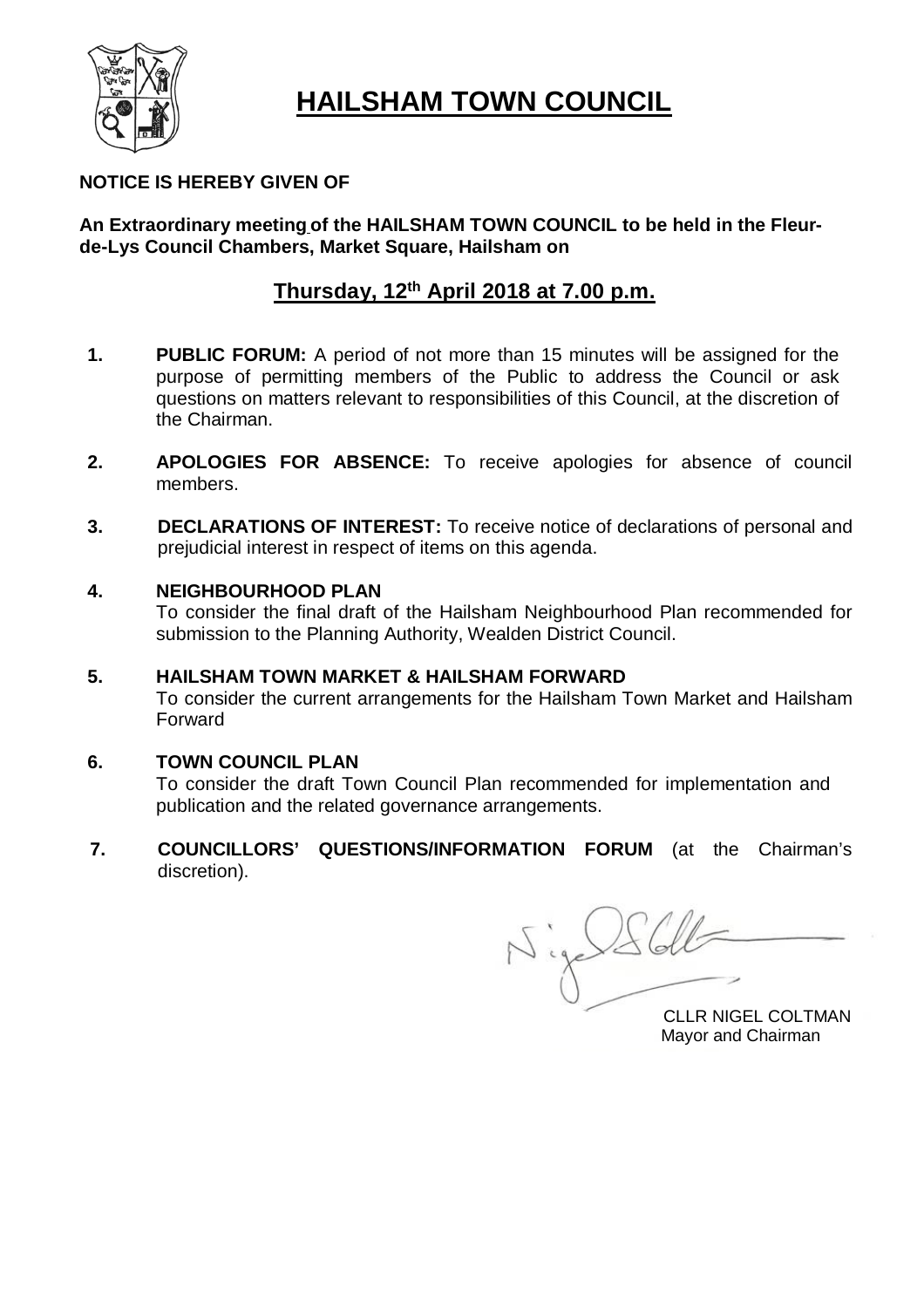# HAILSHAM TOWN COUNCIL

**NOTICE IS HEREBY GIVEN OF**

**An Extraordinary meeting of the HAILSHAM TOWN COUNCIL to be held in the Fleur-de-Lys Council Chambers, Market Square, Hailsham on**

## Thursday, 12th April 2018 at 7.00 p.m.

1. **PUBLIC FORUM:** A period of not more than 15 minutes will be assigned for the purpose of permitting members of the Public to address the Council or ask questions on matters relevant to responsibilities of this Council, at the discretion of the Chairman.

2. **APOLOGIES FOR ABSENCE:** To receive apologies for absence of council members.

3. **DECLARATIONS OF INTEREST:** To receive notice of declarations of personal and prejudicial interest in respect of items on this agenda.

4. **NEIGHBOURHOOD PLAN**
   To consider the final draft of the Hailsham Neighbourhood Plan recommended for submission to the Planning Authority, Wealden District Council.

5. **HAILSHAM TOWN MARKET & HAILSHAM FORWARD**
   To consider the current arrangements for the Hailsham Town Market and Hailsham Forward

6. **TOWN COUNCIL PLAN**
   To consider the draft Town Council Plan recommended for implementation and publication and the related governance arrangements.

7. **COUNCILLORS' QUESTIONS/INFORMATION FORUM** (at the Chairman's discretion).

CLLR NIGEL COLTMAN
Mayor and Chairman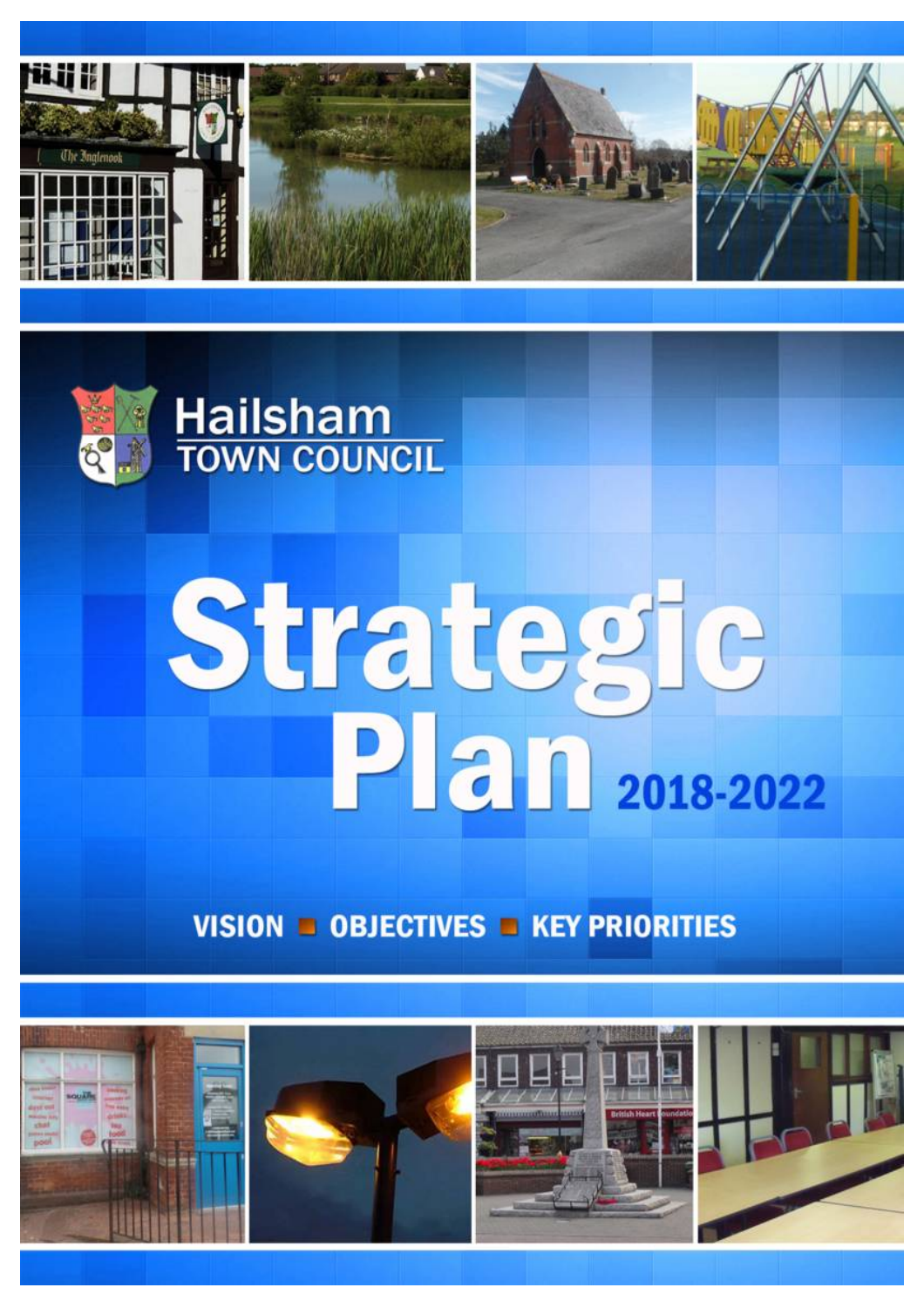Hailsham

TOWN COUNCIL

# Strategic Plan

2018-2022

VISION ■ OBJECTIVES ■ KEY PRIORITIES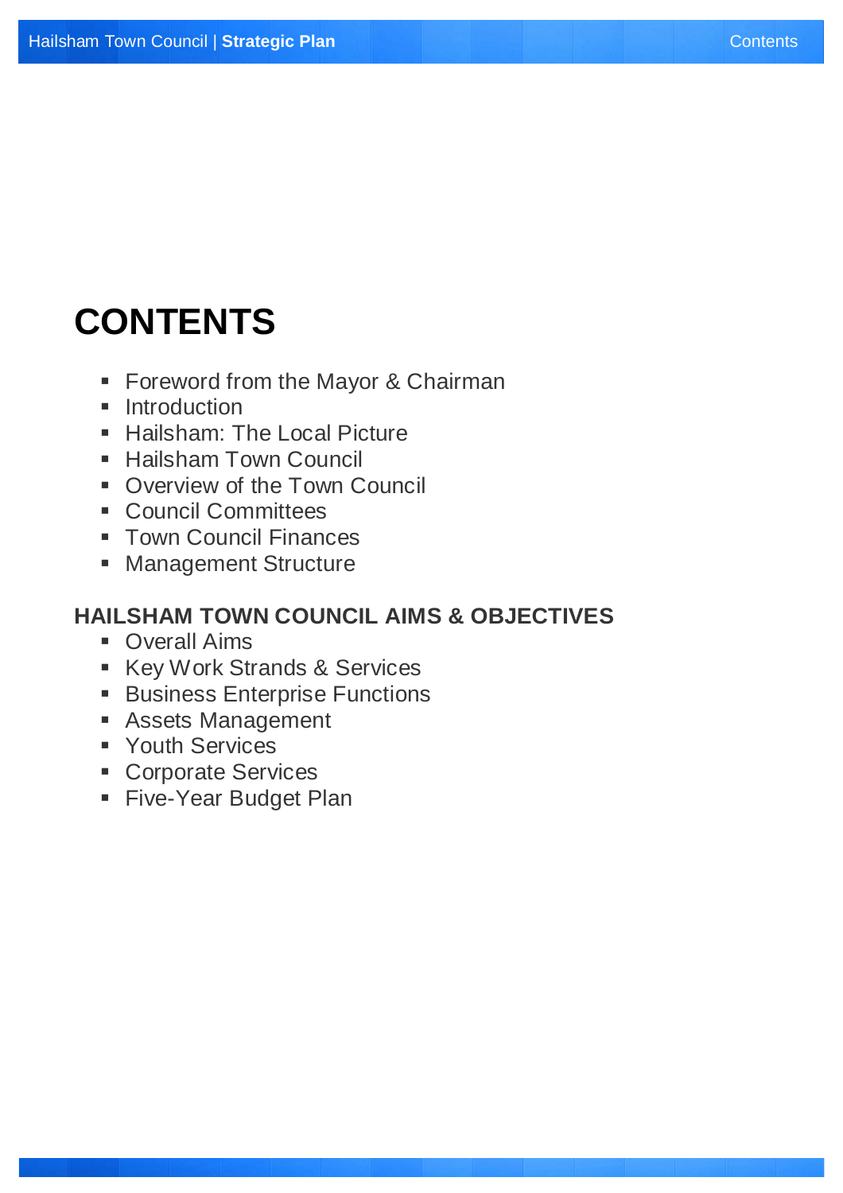# CONTENTS

- Foreword from the Mayor & Chairman
- Introduction
- Hailsham: The Local Picture
- Hailsham Town Council
- Overview of the Town Council
- Council Committees
- Town Council Finances
- Management Structure

## HAILSHAM TOWN COUNCIL AIMS & OBJECTIVES

- Overall Aims
- Key Work Strands & Services
- Business Enterprise Functions
- Assets Management
- Youth Services
- Corporate Services
- Five-Year Budget Plan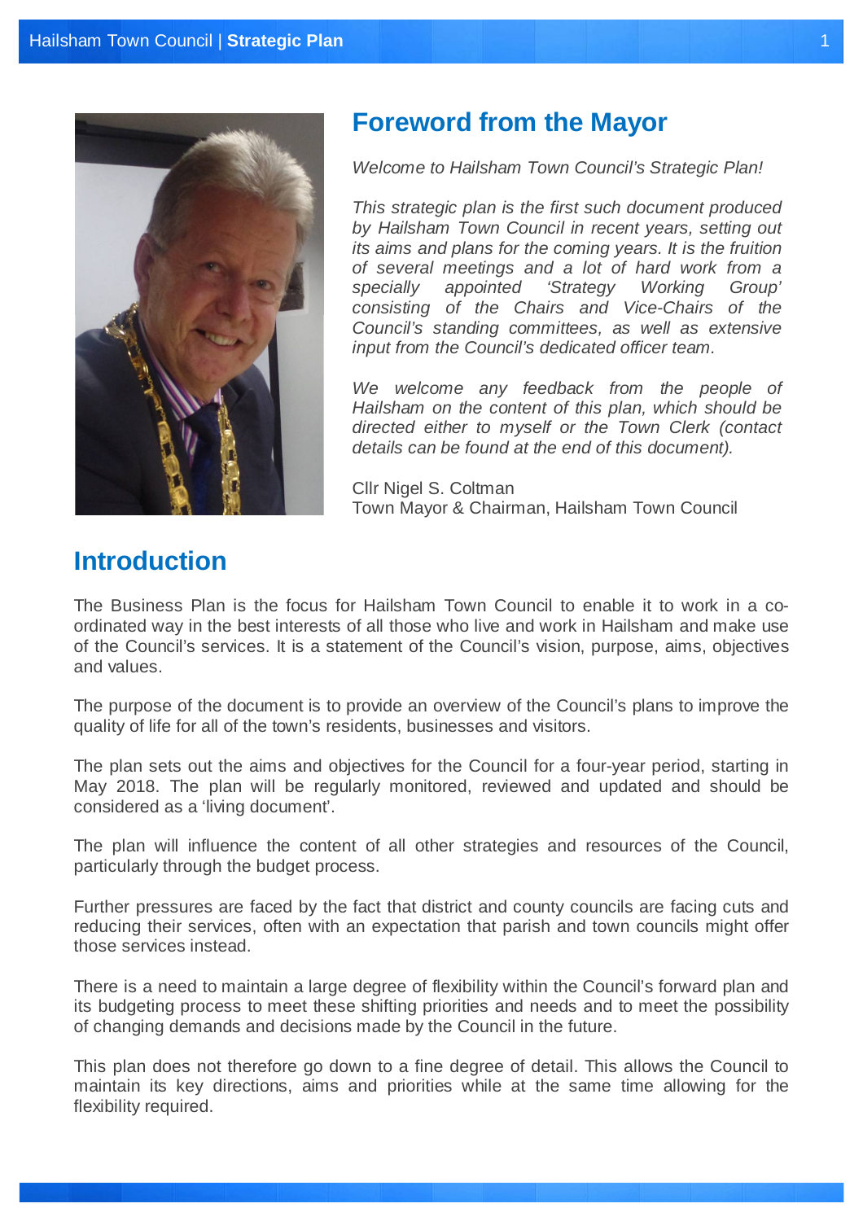## Foreword from the Mayor

*Welcome to Hailsham Town Council's Strategic Plan!*

*This strategic plan is the first such document produced by Hailsham Town Council in recent years, setting out its aims and plans for the coming years. It is the fruition of several meetings and a lot of hard work from a specially appointed 'Strategy Working Group' consisting of the Chairs and Vice-Chairs of the Council's standing committees, as well as extensive input from the Council's dedicated officer team.*

*We welcome any feedback from the people of Hailsham on the content of this plan, which should be directed either to myself or the Town Clerk (contact details can be found at the end of this document).*

Cllr Nigel S. Coltman
Town Mayor & Chairman, Hailsham Town Council

## Introduction

The Business Plan is the focus for Hailsham Town Council to enable it to work in a co-ordinated way in the best interests of all those who live and work in Hailsham and make use of the Council's services. It is a statement of the Council's vision, purpose, aims, objectives and values.

The purpose of the document is to provide an overview of the Council's plans to improve the quality of life for all of the town's residents, businesses and visitors.

The plan sets out the aims and objectives for the Council for a four-year period, starting in May 2018. The plan will be regularly monitored, reviewed and updated and should be considered as a 'living document'.

The plan will influence the content of all other strategies and resources of the Council, particularly through the budget process.

Further pressures are faced by the fact that district and county councils are facing cuts and reducing their services, often with an expectation that parish and town councils might offer those services instead.

There is a need to maintain a large degree of flexibility within the Council's forward plan and its budgeting process to meet these shifting priorities and needs and to meet the possibility of changing demands and decisions made by the Council in the future.

This plan does not therefore go down to a fine degree of detail. This allows the Council to maintain its key directions, aims and priorities while at the same time allowing for the flexibility required.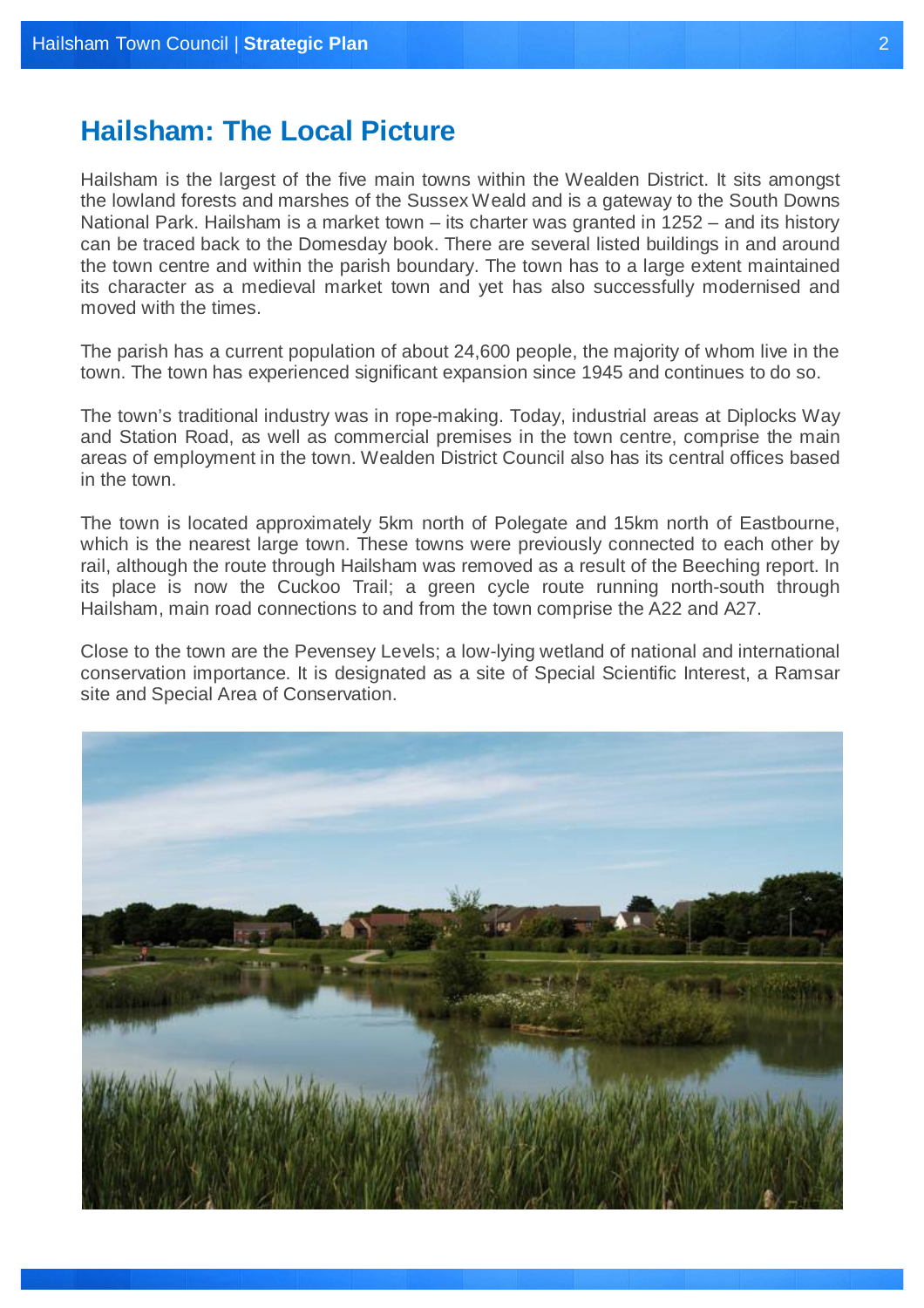# Hailsham: The Local Picture

Hailsham is the largest of the five main towns within the Wealden District. It sits amongst the lowland forests and marshes of the Sussex Weald and is a gateway to the South Downs National Park. Hailsham is a market town – its charter was granted in 1252 – and its history can be traced back to the Domesday book. There are several listed buildings in and around the town centre and within the parish boundary. The town has to a large extent maintained its character as a medieval market town and yet has also successfully modernised and moved with the times.

The parish has a current population of about 24,600 people, the majority of whom live in the town. The town has experienced significant expansion since 1945 and continues to do so.

The town's traditional industry was in rope-making. Today, industrial areas at Diplocks Way and Station Road, as well as commercial premises in the town centre, comprise the main areas of employment in the town. Wealden District Council also has its central offices based in the town.

The town is located approximately 5km north of Polegate and 15km north of Eastbourne, which is the nearest large town. These towns were previously connected to each other by rail, although the route through Hailsham was removed as a result of the Beeching report. In its place is now the Cuckoo Trail; a green cycle route running north-south through Hailsham, main road connections to and from the town comprise the A22 and A27.

Close to the town are the Pevensey Levels; a low-lying wetland of national and international conservation importance. It is designated as a site of Special Scientific Interest, a Ramsar site and Special Area of Conservation.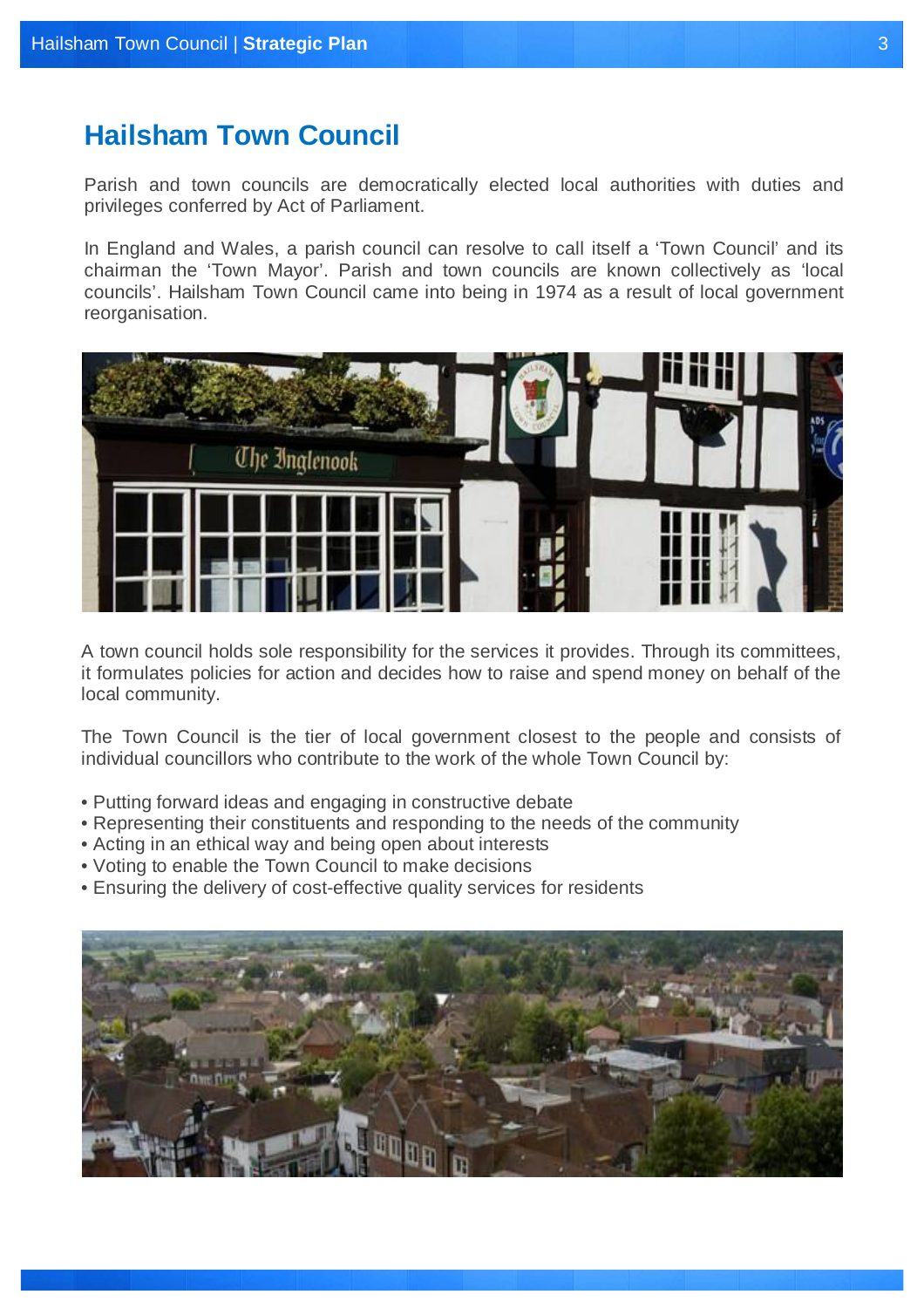# Hailsham Town Council

Parish and town councils are democratically elected local authorities with duties and privileges conferred by Act of Parliament.

In England and Wales, a parish council can resolve to call itself a 'Town Council' and its chairman the 'Town Mayor'. Parish and town councils are known collectively as 'local councils'. Hailsham Town Council came into being in 1974 as a result of local government reorganisation.

A town council holds sole responsibility for the services it provides. Through its committees, it formulates policies for action and decides how to raise and spend money on behalf of the local community.

The Town Council is the tier of local government closest to the people and consists of individual councillors who contribute to the work of the whole Town Council by:

- Putting forward ideas and engaging in constructive debate
- Representing their constituents and responding to the needs of the community
- Acting in an ethical way and being open about interests
- Voting to enable the Town Council to make decisions
- Ensuring the delivery of cost-effective quality services for residents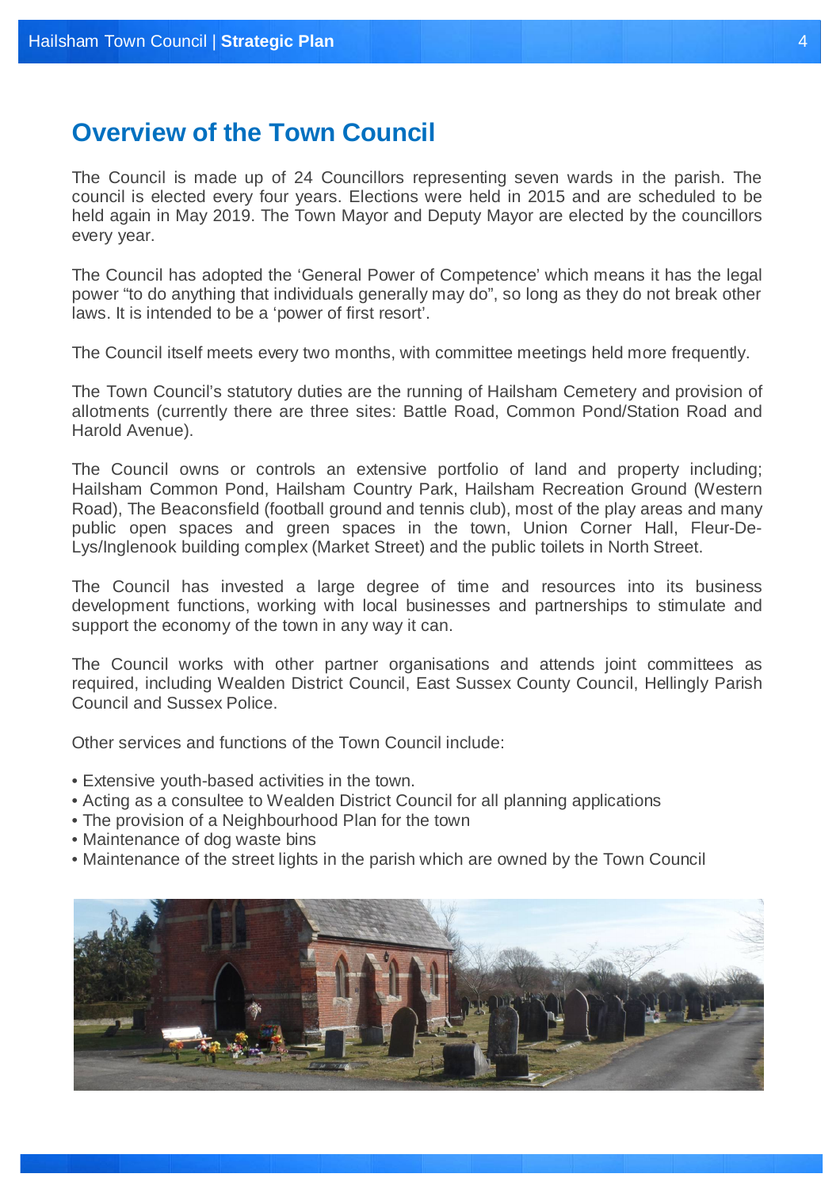# Overview of the Town Council

The Council is made up of 24 Councillors representing seven wards in the parish. The council is elected every four years. Elections were held in 2015 and are scheduled to be held again in May 2019. The Town Mayor and Deputy Mayor are elected by the councillors every year.

The Council has adopted the 'General Power of Competence' which means it has the legal power "to do anything that individuals generally may do", so long as they do not break other laws. It is intended to be a 'power of first resort'.

The Council itself meets every two months, with committee meetings held more frequently.

The Town Council's statutory duties are the running of Hailsham Cemetery and provision of allotments (currently there are three sites: Battle Road, Common Pond/Station Road and Harold Avenue).

The Council owns or controls an extensive portfolio of land and property including; Hailsham Common Pond, Hailsham Country Park, Hailsham Recreation Ground (Western Road), The Beaconsfield (football ground and tennis club), most of the play areas and many public open spaces and green spaces in the town, Union Corner Hall, Fleur-De-Lys/Inglenook building complex (Market Street) and the public toilets in North Street.

The Council has invested a large degree of time and resources into its business development functions, working with local businesses and partnerships to stimulate and support the economy of the town in any way it can.

The Council works with other partner organisations and attends joint committees as required, including Wealden District Council, East Sussex County Council, Hellingly Parish Council and Sussex Police.

Other services and functions of the Town Council include:

- Extensive youth-based activities in the town.
- Acting as a consultee to Wealden District Council for all planning applications
- The provision of a Neighbourhood Plan for the town
- Maintenance of dog waste bins
- Maintenance of the street lights in the parish which are owned by the Town Council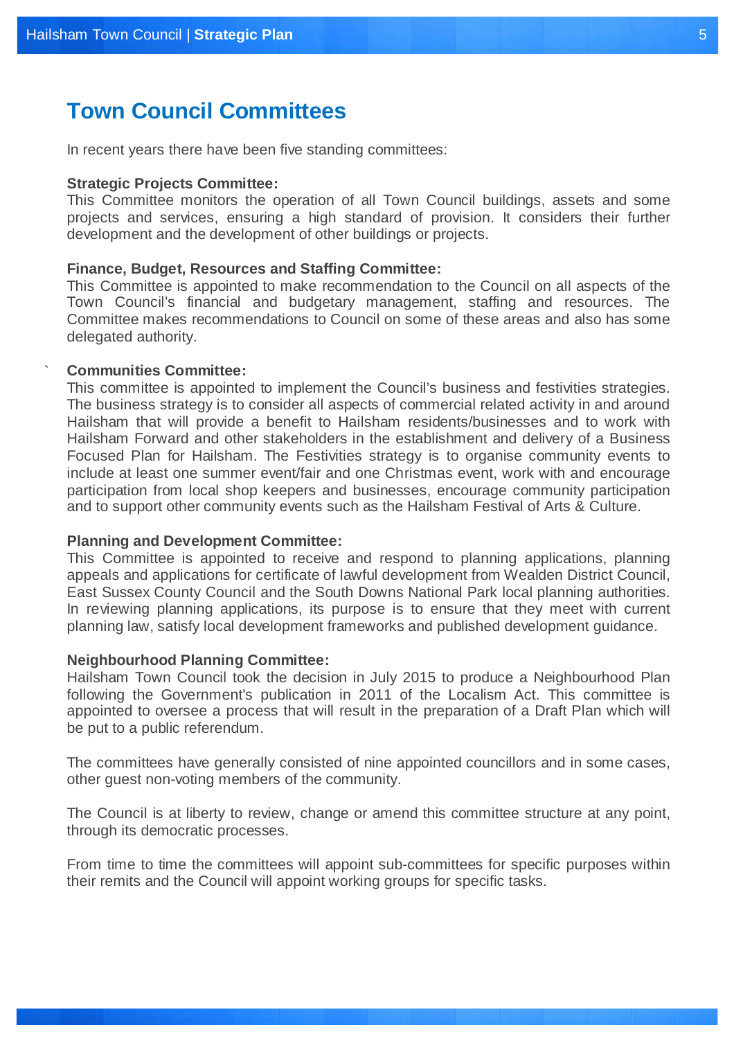## Town Council Committees

In recent years there have been five standing committees:

**Strategic Projects Committee:**
This Committee monitors the operation of all Town Council buildings, assets and some projects and services, ensuring a high standard of provision. It considers their further development and the development of other buildings or projects.

**Finance, Budget, Resources and Staffing Committee:**
This Committee is appointed to make recommendation to the Council on all aspects of the Town Council's financial and budgetary management, staffing and resources. The Committee makes recommendations to Council on some of these areas and also has some delegated authority.

**Communities Committee:**
This committee is appointed to implement the Council's business and festivities strategies. The business strategy is to consider all aspects of commercial related activity in and around Hailsham that will provide a benefit to Hailsham residents/businesses and to work with Hailsham Forward and other stakeholders in the establishment and delivery of a Business Focused Plan for Hailsham. The Festivities strategy is to organise community events to include at least one summer event/fair and one Christmas event, work with and encourage participation from local shop keepers and businesses, encourage community participation and to support other community events such as the Hailsham Festival of Arts & Culture.

**Planning and Development Committee:**
This Committee is appointed to receive and respond to planning applications, planning appeals and applications for certificate of lawful development from Wealden District Council, East Sussex County Council and the South Downs National Park local planning authorities. In reviewing planning applications, its purpose is to ensure that they meet with current planning law, satisfy local development frameworks and published development guidance.

**Neighbourhood Planning Committee:**
Hailsham Town Council took the decision in July 2015 to produce a Neighbourhood Plan following the Government's publication in 2011 of the Localism Act. This committee is appointed to oversee a process that will result in the preparation of a Draft Plan which will be put to a public referendum.

The committees have generally consisted of nine appointed councillors and in some cases, other guest non-voting members of the community.

The Council is at liberty to review, change or amend this committee structure at any point, through its democratic processes.

From time to time the committees will appoint sub-committees for specific purposes within their remits and the Council will appoint working groups for specific tasks.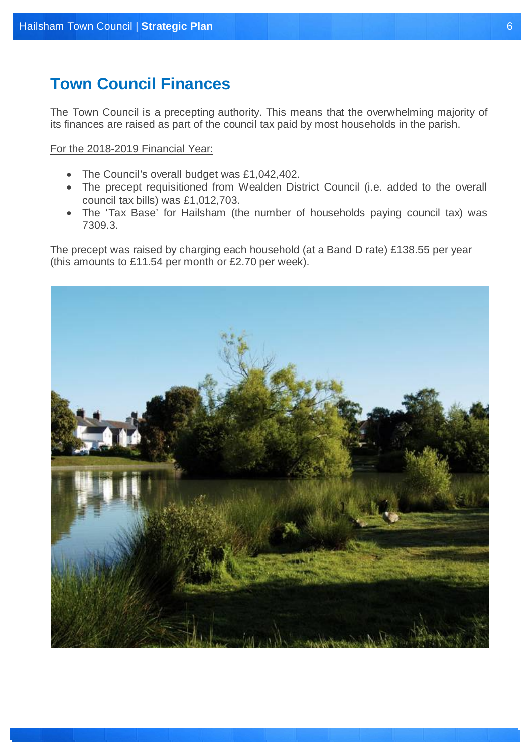# Town Council Finances

The Town Council is a precepting authority. This means that the overwhelming majority of its finances are raised as part of the council tax paid by most households in the parish.

For the 2018-2019 Financial Year:

- The Council's overall budget was £1,042,402.
- The precept requisitioned from Wealden District Council (i.e. added to the overall council tax bills) was £1,012,703.
- The 'Tax Base' for Hailsham (the number of households paying council tax) was 7309.3.

The precept was raised by charging each household (at a Band D rate) £138.55 per year (this amounts to £11.54 per month or £2.70 per week).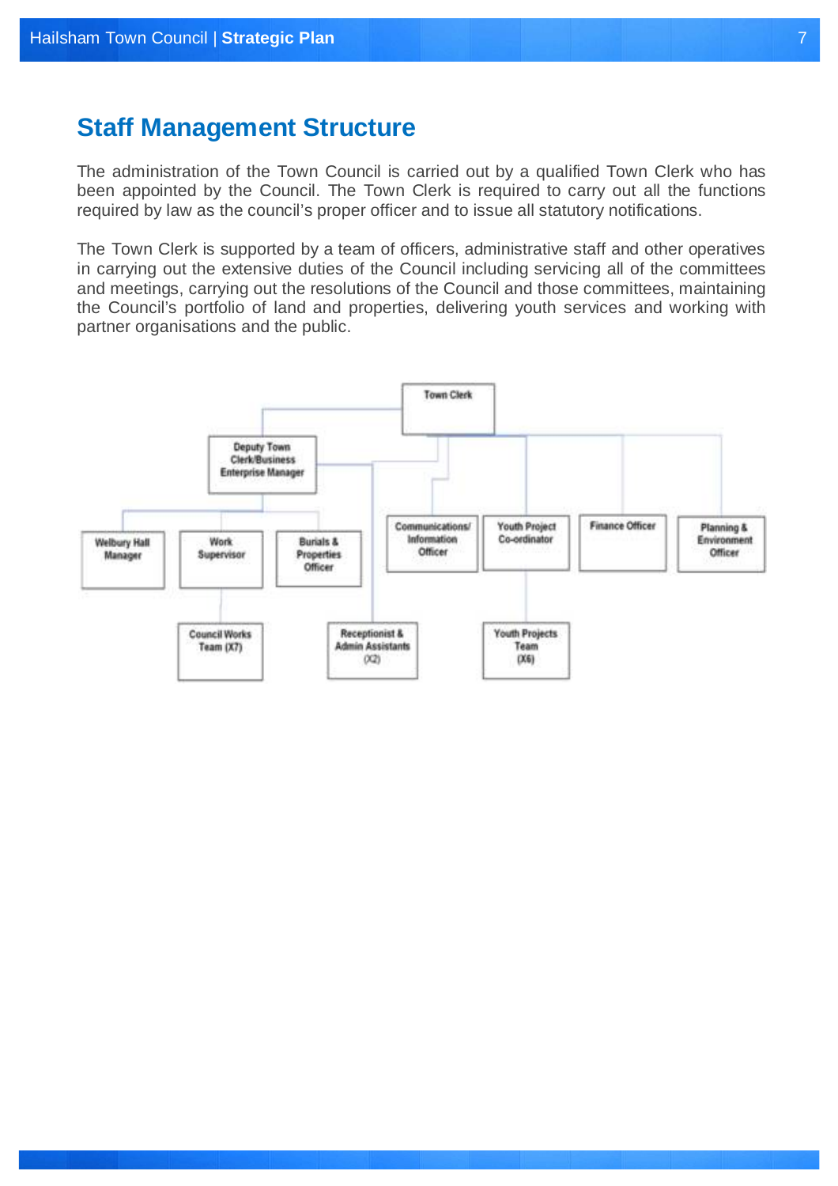## Staff Management Structure

The administration of the Town Council is carried out by a qualified Town Clerk who has been appointed by the Council. The Town Clerk is required to carry out all the functions required by law as the council's proper officer and to issue all statutory notifications.

The Town Clerk is supported by a team of officers, administrative staff and other operatives in carrying out the extensive duties of the Council including servicing all of the committees and meetings, carrying out the resolutions of the Council and those committees, maintaining the Council's portfolio of land and properties, delivering youth services and working with partner organisations and the public.

- Town Clerk
  - Deputy Town Clerk/Business Enterprise Manager
    - Welbury Hall Manager
    - Work Supervisor
      - Council Works Team (X7)
    - Burials & Properties Officer
    - Receptionist & Admin Assistants (X2)
  - Communications/ Information Officer
  - Youth Project Co-ordinator
    - Youth Projects Team (X6)
  - Finance Officer
  - Planning & Environment Officer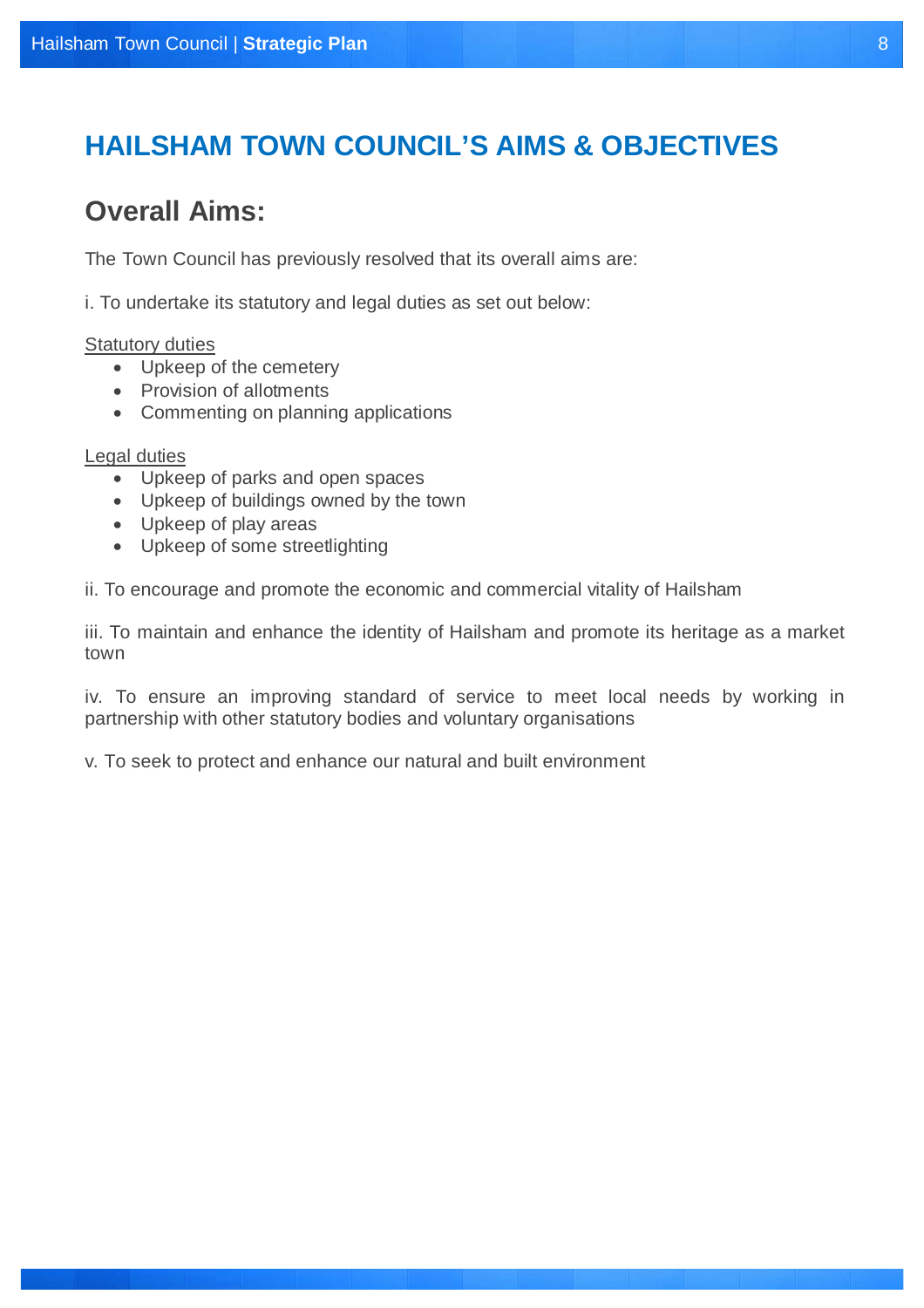# HAILSHAM TOWN COUNCIL'S AIMS & OBJECTIVES

## Overall Aims:

The Town Council has previously resolved that its overall aims are:

i. To undertake its statutory and legal duties as set out below:

<u>Statutory duties</u>

- Upkeep of the cemetery
- Provision of allotments
- Commenting on planning applications

<u>Legal duties</u>

- Upkeep of parks and open spaces
- Upkeep of buildings owned by the town
- Upkeep of play areas
- Upkeep of some streetlighting

ii. To encourage and promote the economic and commercial vitality of Hailsham

iii. To maintain and enhance the identity of Hailsham and promote its heritage as a market town

iv. To ensure an improving standard of service to meet local needs by working in partnership with other statutory bodies and voluntary organisations

v. To seek to protect and enhance our natural and built environment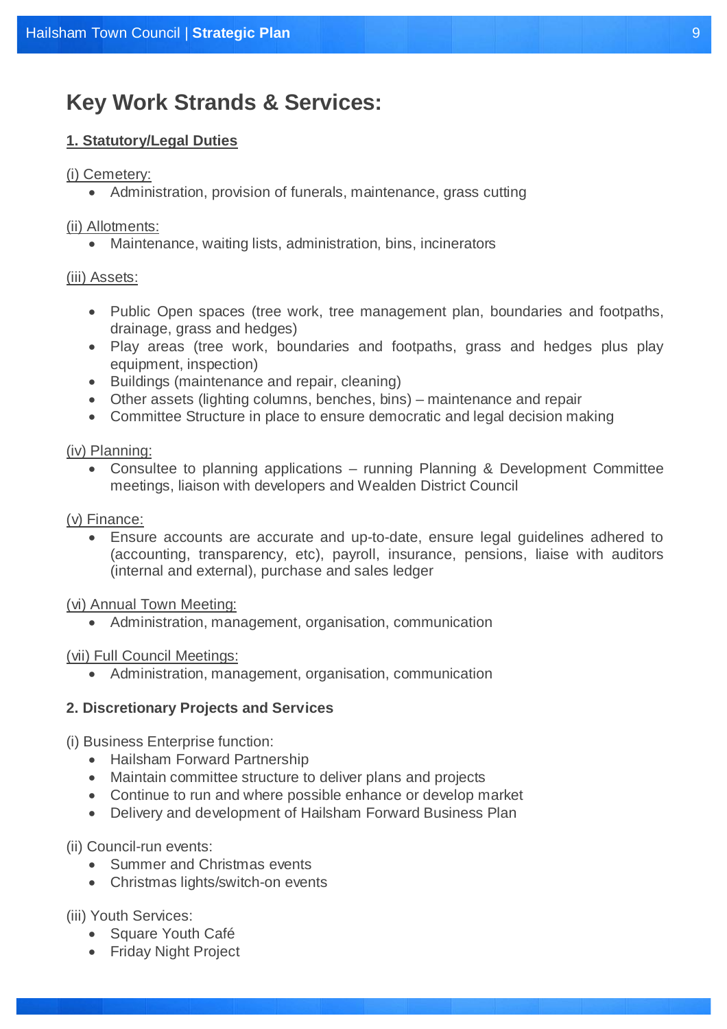## Key Work Strands & Services:

**1. Statutory/Legal Duties**

(i) Cemetery:

- Administration, provision of funerals, maintenance, grass cutting

(ii) Allotments:

- Maintenance, waiting lists, administration, bins, incinerators

(iii) Assets:

- Public Open spaces (tree work, tree management plan, boundaries and footpaths, drainage, grass and hedges)
- Play areas (tree work, boundaries and footpaths, grass and hedges plus play equipment, inspection)
- Buildings (maintenance and repair, cleaning)
- Other assets (lighting columns, benches, bins) – maintenance and repair
- Committee Structure in place to ensure democratic and legal decision making

(iv) Planning:

- Consultee to planning applications – running Planning & Development Committee meetings, liaison with developers and Wealden District Council

(v) Finance:

- Ensure accounts are accurate and up-to-date, ensure legal guidelines adhered to (accounting, transparency, etc), payroll, insurance, pensions, liaise with auditors (internal and external), purchase and sales ledger

(vi) Annual Town Meeting:

- Administration, management, organisation, communication

(vii) Full Council Meetings:

- Administration, management, organisation, communication

**2. Discretionary Projects and Services**

(i) Business Enterprise function:

- Hailsham Forward Partnership
- Maintain committee structure to deliver plans and projects
- Continue to run and where possible enhance or develop market
- Delivery and development of Hailsham Forward Business Plan

(ii) Council-run events:

- Summer and Christmas events
- Christmas lights/switch-on events

(iii) Youth Services:

- Square Youth Café
- Friday Night Project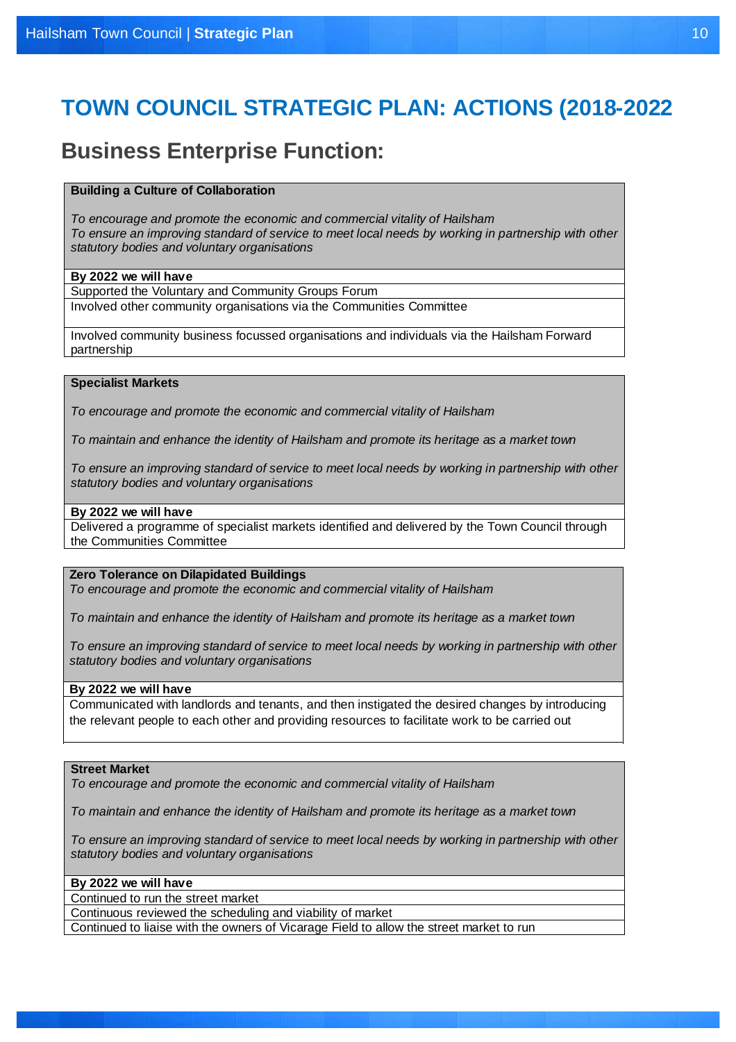# TOWN COUNCIL STRATEGIC PLAN: ACTIONS (2018-2022

## Business Enterprise Function:

| **Building a Culture of Collaboration**<br><br>*To encourage and promote the economic and commercial vitality of Hailsham*<br>*To ensure an improving standard of service to meet local needs by working in partnership with other statutory bodies and voluntary organisations* |
|---|
| **By 2022 we will have** |
| Supported the Voluntary and Community Groups Forum |
| Involved other community organisations via the Communities Committee |
| Involved community business focussed organisations and individuals via the Hailsham Forward partnership |

| **Specialist Markets**<br><br>*To encourage and promote the economic and commercial vitality of Hailsham*<br><br>*To maintain and enhance the identity of Hailsham and promote its heritage as a market town*<br><br>*To ensure an improving standard of service to meet local needs by working in partnership with other statutory bodies and voluntary organisations* |
|---|
| **By 2022 we will have** |
| Delivered a programme of specialist markets identified and delivered by the Town Council through the Communities Committee |

| **Zero Tolerance on Dilapidated Buildings**<br>*To encourage and promote the economic and commercial vitality of Hailsham*<br><br>*To maintain and enhance the identity of Hailsham and promote its heritage as a market town*<br><br>*To ensure an improving standard of service to meet local needs by working in partnership with other statutory bodies and voluntary organisations* |
|---|
| **By 2022 we will have** |
| Communicated with landlords and tenants, and then instigated the desired changes by introducing the relevant people to each other and providing resources to facilitate work to be carried out |

| **Street Market**<br>*To encourage and promote the economic and commercial vitality of Hailsham*<br><br>*To maintain and enhance the identity of Hailsham and promote its heritage as a market town*<br><br>*To ensure an improving standard of service to meet local needs by working in partnership with other statutory bodies and voluntary organisations* |
|---|
| **By 2022 we will have** |
| Continued to run the street market |
| Continuous reviewed the scheduling and viability of market |
| Continued to liaise with the owners of Vicarage Field to allow the street market to run |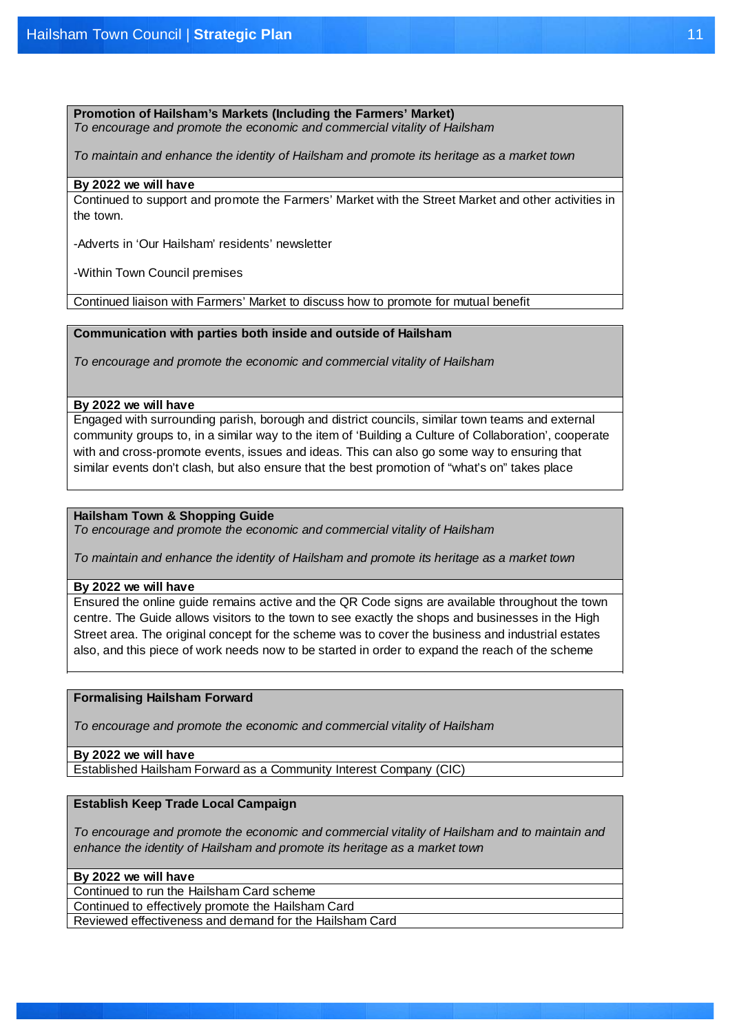**Promotion of Hailsham's Markets (Including the Farmers' Market)**

*To encourage and promote the economic and commercial vitality of Hailsham*

*To maintain and enhance the identity of Hailsham and promote its heritage as a market town*

**By 2022 we will have**

Continued to support and promote the Farmers' Market with the Street Market and other activities in the town.

-Adverts in 'Our Hailsham' residents' newsletter

-Within Town Council premises

Continued liaison with Farmers' Market to discuss how to promote for mutual benefit

**Communication with parties both inside and outside of Hailsham**

*To encourage and promote the economic and commercial vitality of Hailsham*

**By 2022 we will have**

Engaged with surrounding parish, borough and district councils, similar town teams and external community groups to, in a similar way to the item of 'Building a Culture of Collaboration', cooperate with and cross-promote events, issues and ideas. This can also go some way to ensuring that similar events don't clash, but also ensure that the best promotion of "what's on" takes place

**Hailsham Town & Shopping Guide**

*To encourage and promote the economic and commercial vitality of Hailsham*

*To maintain and enhance the identity of Hailsham and promote its heritage as a market town*

**By 2022 we will have**

Ensured the online guide remains active and the QR Code signs are available throughout the town centre. The Guide allows visitors to the town to see exactly the shops and businesses in the High Street area. The original concept for the scheme was to cover the business and industrial estates also, and this piece of work needs now to be started in order to expand the reach of the scheme

**Formalising Hailsham Forward**

*To encourage and promote the economic and commercial vitality of Hailsham*

**By 2022 we will have**

Established Hailsham Forward as a Community Interest Company (CIC)

**Establish Keep Trade Local Campaign**

*To encourage and promote the economic and commercial vitality of Hailsham and to maintain and enhance the identity of Hailsham and promote its heritage as a market town*

**By 2022 we will have**

Continued to run the Hailsham Card scheme

Continued to effectively promote the Hailsham Card

Reviewed effectiveness and demand for the Hailsham Card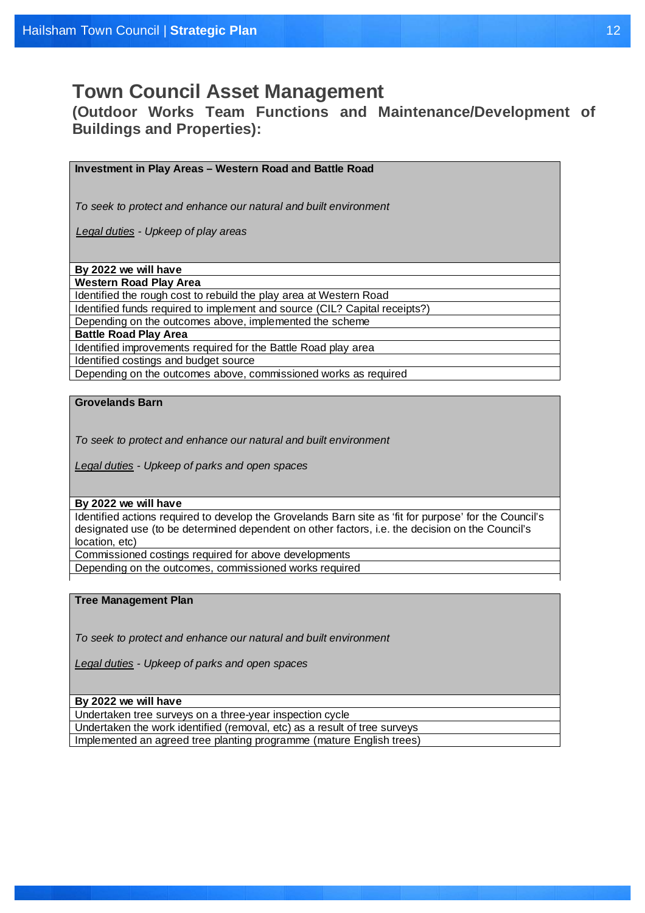# Town Council Asset Management

## (Outdoor Works Team Functions and Maintenance/Development of Buildings and Properties):

| **Investment in Play Areas – Western Road and Battle Road**<br><br>*To seek to protect and enhance our natural and built environment*<br><br>*<u>Legal duties</u> - Upkeep of play areas* |
|---|
| **By 2022 we will have** |
| **Western Road Play Area** |
| Identified the rough cost to rebuild the play area at Western Road |
| Identified funds required to implement and source (CIL? Capital receipts?) |
| Depending on the outcomes above, implemented the scheme |
| **Battle Road Play Area** |
| Identified improvements required for the Battle Road play area |
| Identified costings and budget source |
| Depending on the outcomes above, commissioned works as required |

| **Grovelands Barn**<br><br>*To seek to protect and enhance our natural and built environment*<br><br>*<u>Legal duties</u> - Upkeep of parks and open spaces* |
|---|
| **By 2022 we will have** |
| Identified actions required to develop the Grovelands Barn site as 'fit for purpose' for the Council's designated use (to be determined dependent on other factors, i.e. the decision on the Council's location, etc) |
| Commissioned costings required for above developments |
| Depending on the outcomes, commissioned works required |

| **Tree Management Plan**<br><br>*To seek to protect and enhance our natural and built environment*<br><br>*<u>Legal duties</u> - Upkeep of parks and open spaces* |
|---|
| **By 2022 we will have** |
| Undertaken tree surveys on a three-year inspection cycle |
| Undertaken the work identified (removal, etc) as a result of tree surveys |
| Implemented an agreed tree planting programme (mature English trees) |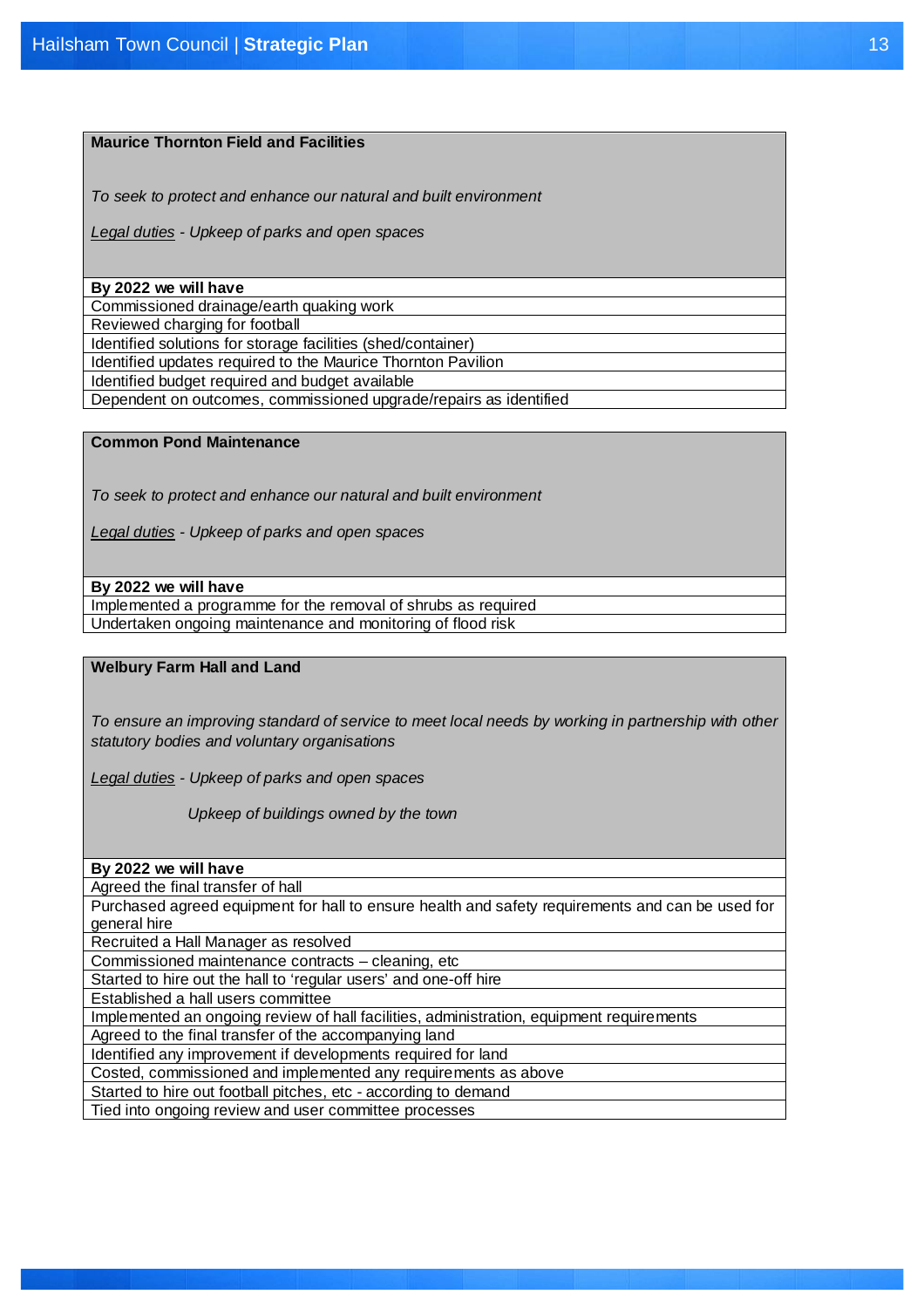### Maurice Thornton Field and Facilities

*To seek to protect and enhance our natural and built environment*

*Legal duties - Upkeep of parks and open spaces*

| By 2022 we will have |
|---|
| Commissioned drainage/earth quaking work |
| Reviewed charging for football |
| Identified solutions for storage facilities (shed/container) |
| Identified updates required to the Maurice Thornton Pavilion |
| Identified budget required and budget available |
| Dependent on outcomes, commissioned upgrade/repairs as identified |

### Common Pond Maintenance

*To seek to protect and enhance our natural and built environment*

*Legal duties - Upkeep of parks and open spaces*

| By 2022 we will have |
|---|
| Implemented a programme for the removal of shrubs as required |
| Undertaken ongoing maintenance and monitoring of flood risk |

### Welbury Farm Hall and Land

*To ensure an improving standard of service to meet local needs by working in partnership with other statutory bodies and voluntary organisations*

*Legal duties - Upkeep of parks and open spaces*

*Upkeep of buildings owned by the town*

| By 2022 we will have |
|---|
| Agreed the final transfer of hall |
| Purchased agreed equipment for hall to ensure health and safety requirements and can be used for general hire |
| Recruited a Hall Manager as resolved |
| Commissioned maintenance contracts – cleaning, etc |
| Started to hire out the hall to 'regular users' and one-off hire |
| Established a hall users committee |
| Implemented an ongoing review of hall facilities, administration, equipment requirements |
| Agreed to the final transfer of the accompanying land |
| Identified any improvement if developments required for land |
| Costed, commissioned and implemented any requirements as above |
| Started to hire out football pitches, etc - according to demand |
| Tied into ongoing review and user committee processes |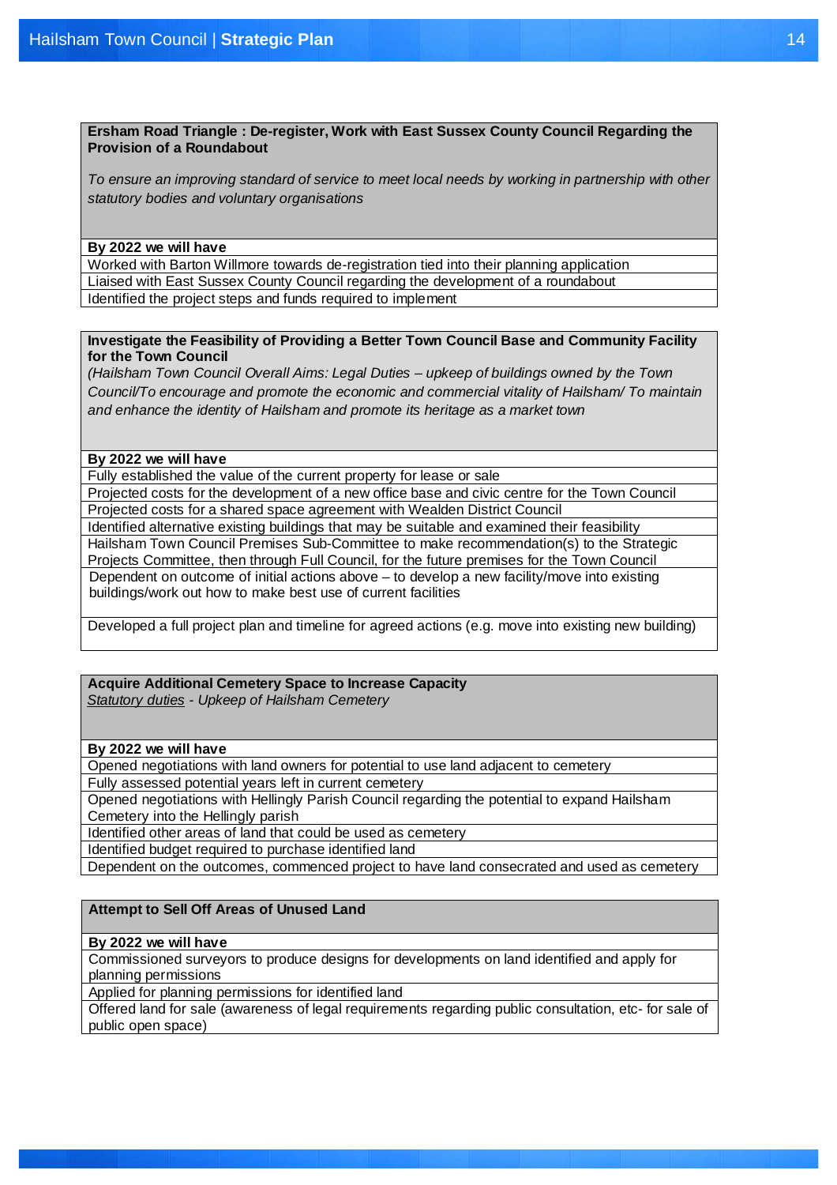| **Ersham Road Triangle : De-register, Work with East Sussex County Council Regarding the Provision of a Roundabout**<br><br>*To ensure an improving standard of service to meet local needs by working in partnership with other statutory bodies and voluntary organisations* |
|---|
| **By 2022 we will have** |
| Worked with Barton Willmore towards de-registration tied into their planning application |
| Liaised with East Sussex County Council regarding the development of a roundabout |
| Identified the project steps and funds required to implement |

| **Investigate the Feasibility of Providing a Better Town Council Base and Community Facility for the Town Council**<br>*(Hailsham Town Council Overall Aims: Legal Duties – upkeep of buildings owned by the Town Council/To encourage and promote the economic and commercial vitality of Hailsham/ To maintain and enhance the identity of Hailsham and promote its heritage as a market town* |
|---|
| **By 2022 we will have** |
| Fully established the value of the current property for lease or sale |
| Projected costs for the development of a new office base and civic centre for the Town Council |
| Projected costs for a shared space agreement with Wealden District Council |
| Identified alternative existing buildings that may be suitable and examined their feasibility |
| Hailsham Town Council Premises Sub-Committee to make recommendation(s) to the Strategic Projects Committee, then through Full Council, for the future premises for the Town Council |
| Dependent on outcome of initial actions above – to develop a new facility/move into existing buildings/work out how to make best use of current facilities |
| Developed a full project plan and timeline for agreed actions (e.g. move into existing new building) |

| **Acquire Additional Cemetery Space to Increase Capacity**<br>*Statutory duties - Upkeep of Hailsham Cemetery* |
|---|
| **By 2022 we will have** |
| Opened negotiations with land owners for potential to use land adjacent to cemetery |
| Fully assessed potential years left in current cemetery |
| Opened negotiations with Hellingly Parish Council regarding the potential to expand Hailsham Cemetery into the Hellingly parish |
| Identified other areas of land that could be used as cemetery |
| Identified budget required to purchase identified land |
| Dependent on the outcomes, commenced project to have land consecrated and used as cemetery |

| **Attempt to Sell Off Areas of Unused Land** |
|---|
| **By 2022 we will have** |
| Commissioned surveyors to produce designs for developments on land identified and apply for planning permissions |
| Applied for planning permissions for identified land |
| Offered land for sale (awareness of legal requirements regarding public consultation, etc- for sale of public open space) |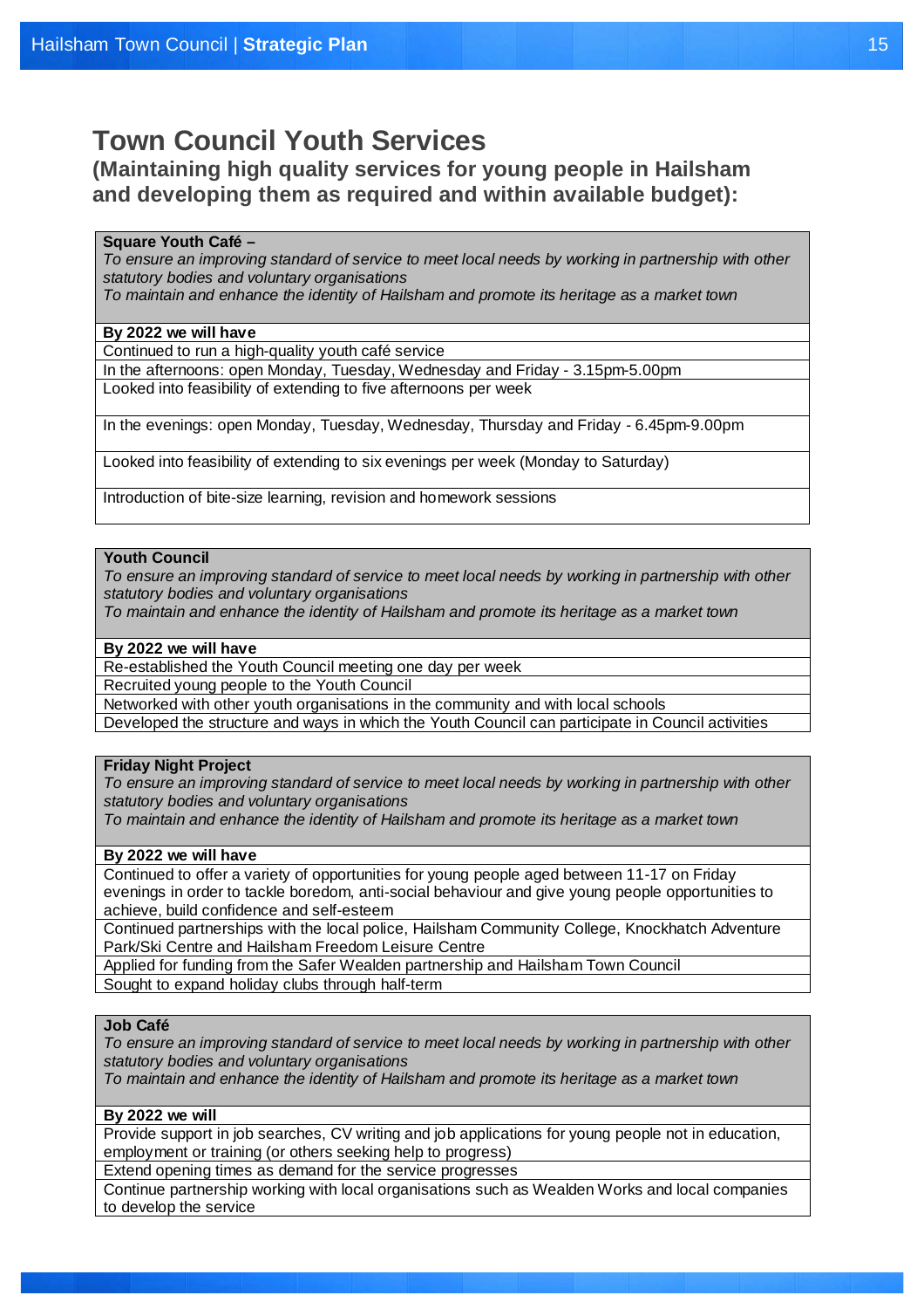# Town Council Youth Services

## (Maintaining high quality services for young people in Hailsham and developing them as required and within available budget):

| **Square Youth Café –**<br>*To ensure an improving standard of service to meet local needs by working in partnership with other statutory bodies and voluntary organisations*<br>*To maintain and enhance the identity of Hailsham and promote its heritage as a market town* |
|---|
| **By 2022 we will have** |
| Continued to run a high-quality youth café service |
| In the afternoons: open Monday, Tuesday, Wednesday and Friday - 3.15pm-5.00pm |
| Looked into feasibility of extending to five afternoons per week |
| In the evenings: open Monday, Tuesday, Wednesday, Thursday and Friday - 6.45pm-9.00pm |
| Looked into feasibility of extending to six evenings per week (Monday to Saturday) |
| Introduction of bite-size learning, revision and homework sessions |

| **Youth Council**<br>*To ensure an improving standard of service to meet local needs by working in partnership with other statutory bodies and voluntary organisations*<br>*To maintain and enhance the identity of Hailsham and promote its heritage as a market town* |
|---|
| **By 2022 we will have** |
| Re-established the Youth Council meeting one day per week |
| Recruited young people to the Youth Council |
| Networked with other youth organisations in the community and with local schools |
| Developed the structure and ways in which the Youth Council can participate in Council activities |

| **Friday Night Project**<br>*To ensure an improving standard of service to meet local needs by working in partnership with other statutory bodies and voluntary organisations*<br>*To maintain and enhance the identity of Hailsham and promote its heritage as a market town* |
|---|
| **By 2022 we will have** |
| Continued to offer a variety of opportunities for young people aged between 11-17 on Friday evenings in order to tackle boredom, anti-social behaviour and give young people opportunities to achieve, build confidence and self-esteem |
| Continued partnerships with the local police, Hailsham Community College, Knockhatch Adventure Park/Ski Centre and Hailsham Freedom Leisure Centre |
| Applied for funding from the Safer Wealden partnership and Hailsham Town Council |
| Sought to expand holiday clubs through half-term |

| **Job Café**<br>*To ensure an improving standard of service to meet local needs by working in partnership with other statutory bodies and voluntary organisations*<br>*To maintain and enhance the identity of Hailsham and promote its heritage as a market town* |
|---|
| **By 2022 we will** |
| Provide support in job searches, CV writing and job applications for young people not in education, employment or training (or others seeking help to progress) |
| Extend opening times as demand for the service progresses |
| Continue partnership working with local organisations such as Wealden Works and local companies to develop the service |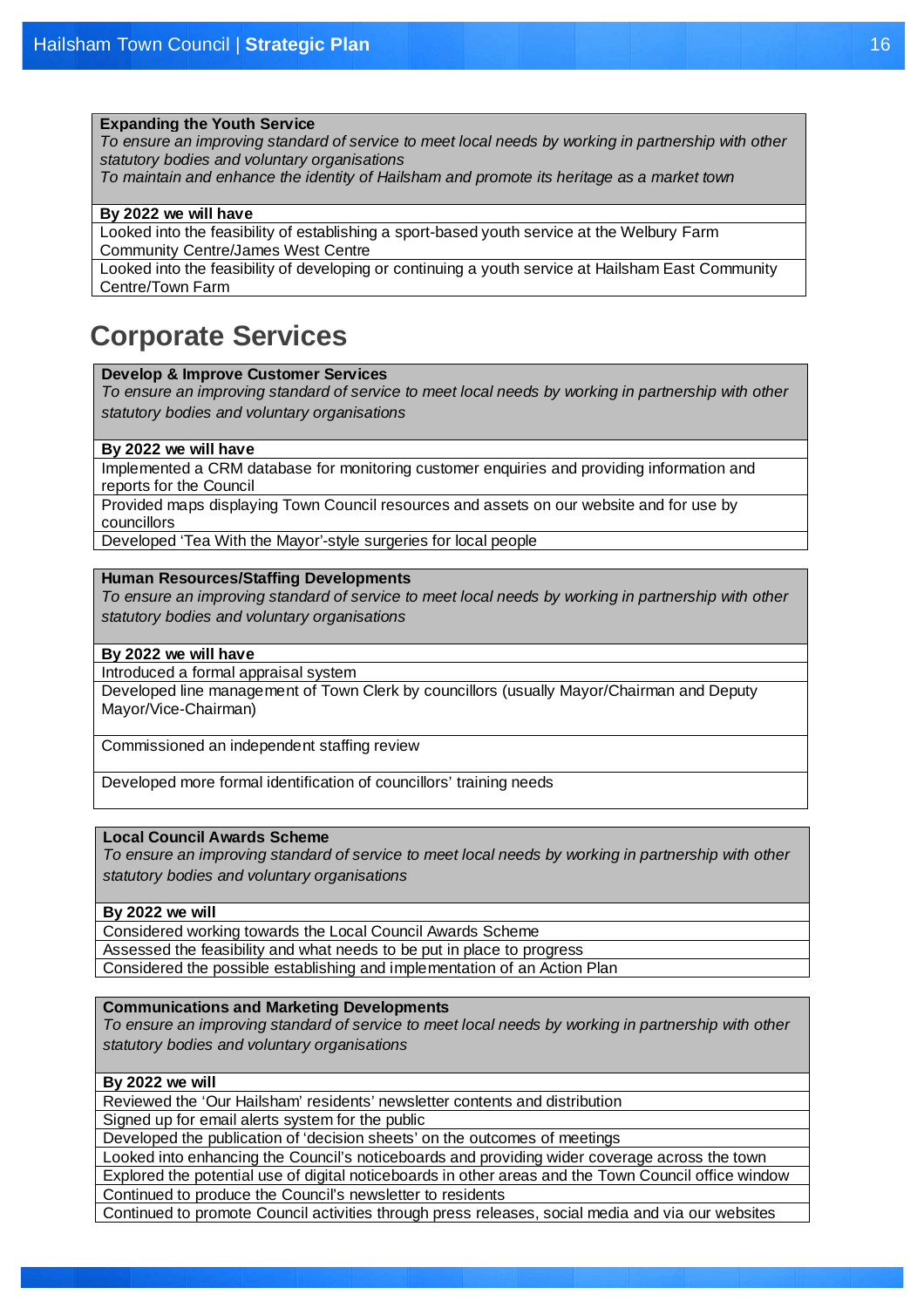| **Expanding the Youth Service**<br>*To ensure an improving standard of service to meet local needs by working in partnership with other statutory bodies and voluntary organisations*<br>*To maintain and enhance the identity of Hailsham and promote its heritage as a market town* |
| --- |
| **By 2022 we will have** |
| Looked into the feasibility of establishing a sport-based youth service at the Welbury Farm Community Centre/James West Centre |
| Looked into the feasibility of developing or continuing a youth service at Hailsham East Community Centre/Town Farm |

## Corporate Services

| **Develop & Improve Customer Services**<br>*To ensure an improving standard of service to meet local needs by working in partnership with other statutory bodies and voluntary organisations* |
| --- |
| **By 2022 we will have** |
| Implemented a CRM database for monitoring customer enquiries and providing information and reports for the Council |
| Provided maps displaying Town Council resources and assets on our website and for use by councillors |
| Developed 'Tea With the Mayor'-style surgeries for local people |

| **Human Resources/Staffing Developments**<br>*To ensure an improving standard of service to meet local needs by working in partnership with other statutory bodies and voluntary organisations* |
| --- |
| **By 2022 we will have** |
| Introduced a formal appraisal system |
| Developed line management of Town Clerk by councillors (usually Mayor/Chairman and Deputy Mayor/Vice-Chairman) |
| Commissioned an independent staffing review |
| Developed more formal identification of councillors' training needs |

| **Local Council Awards Scheme**<br>*To ensure an improving standard of service to meet local needs by working in partnership with other statutory bodies and voluntary organisations* |
| --- |
| **By 2022 we will** |
| Considered working towards the Local Council Awards Scheme |
| Assessed the feasibility and what needs to be put in place to progress |
| Considered the possible establishing and implementation of an Action Plan |

| **Communications and Marketing Developments**<br>*To ensure an improving standard of service to meet local needs by working in partnership with other statutory bodies and voluntary organisations* |
| --- |
| **By 2022 we will** |
| Reviewed the 'Our Hailsham' residents' newsletter contents and distribution |
| Signed up for email alerts system for the public |
| Developed the publication of 'decision sheets' on the outcomes of meetings |
| Looked into enhancing the Council's noticeboards and providing wider coverage across the town |
| Explored the potential use of digital noticeboards in other areas and the Town Council office window |
| Continued to produce the Council's newsletter to residents |
| Continued to promote Council activities through press releases, social media and via our websites |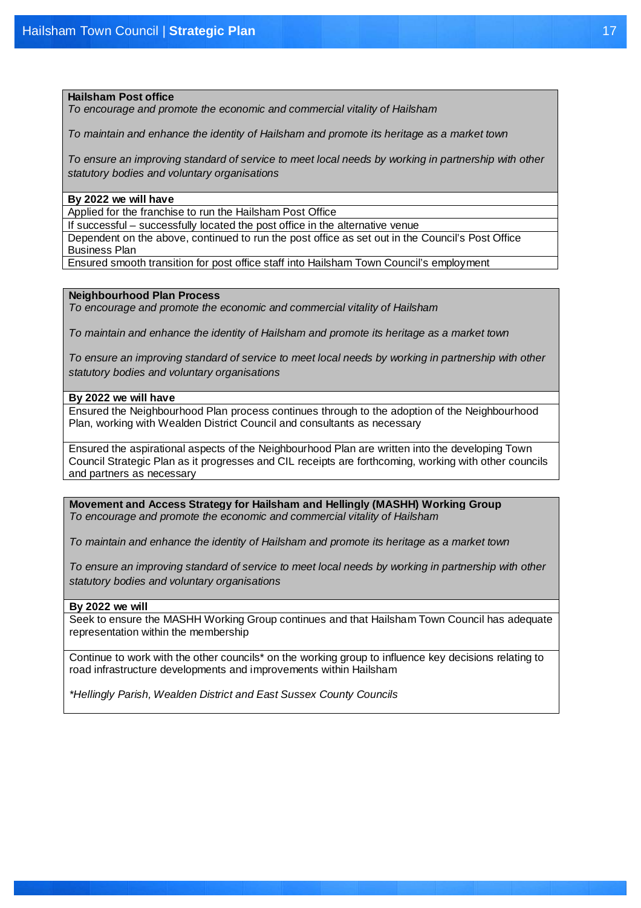| **Hailsham Post office**<br>*To encourage and promote the economic and commercial vitality of Hailsham*<br><br>*To maintain and enhance the identity of Hailsham and promote its heritage as a market town*<br><br>*To ensure an improving standard of service to meet local needs by working in partnership with other statutory bodies and voluntary organisations* |
|---|
| **By 2022 we will have** |
| Applied for the franchise to run the Hailsham Post Office |
| If successful – successfully located the post office in the alternative venue |
| Dependent on the above, continued to run the post office as set out in the Council's Post Office Business Plan |
| Ensured smooth transition for post office staff into Hailsham Town Council's employment |

| **Neighbourhood Plan Process**<br>*To encourage and promote the economic and commercial vitality of Hailsham*<br><br>*To maintain and enhance the identity of Hailsham and promote its heritage as a market town*<br><br>*To ensure an improving standard of service to meet local needs by working in partnership with other statutory bodies and voluntary organisations* |
|---|
| **By 2022 we will have** |
| Ensured the Neighbourhood Plan process continues through to the adoption of the Neighbourhood Plan, working with Wealden District Council and consultants as necessary |
| Ensured the aspirational aspects of the Neighbourhood Plan are written into the developing Town Council Strategic Plan as it progresses and CIL receipts are forthcoming, working with other councils and partners as necessary |

| **Movement and Access Strategy for Hailsham and Hellingly (MASHH) Working Group**<br>*To encourage and promote the economic and commercial vitality of Hailsham*<br><br>*To maintain and enhance the identity of Hailsham and promote its heritage as a market town*<br><br>*To ensure an improving standard of service to meet local needs by working in partnership with other statutory bodies and voluntary organisations* |
|---|
| **By 2022 we will** |
| Seek to ensure the MASHH Working Group continues and that Hailsham Town Council has adequate representation within the membership |
| Continue to work with the other councils* on the working group to influence key decisions relating to road infrastructure developments and improvements within Hailsham<br><br>*\*Hellingly Parish, Wealden District and East Sussex County Councils* |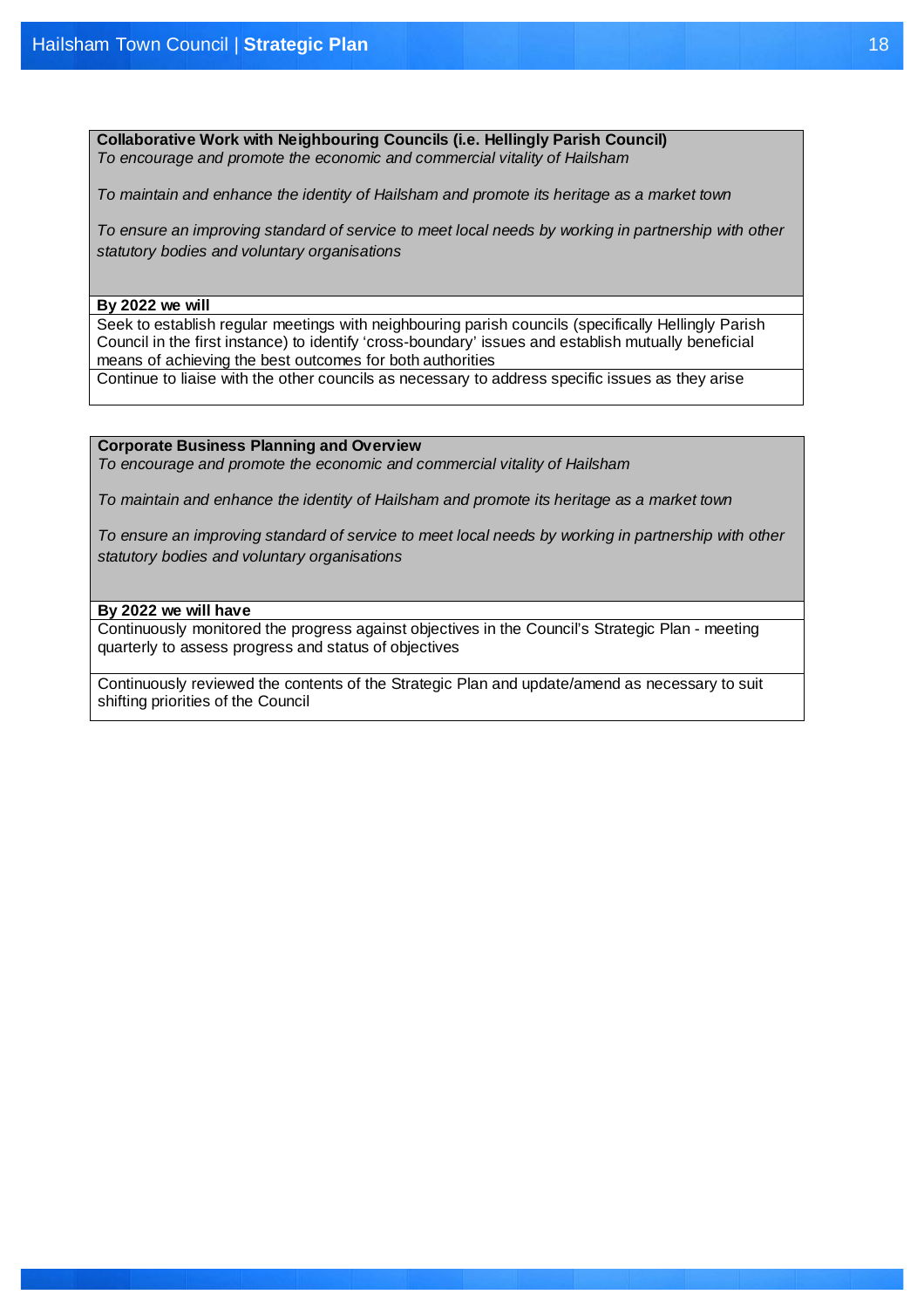| **Collaborative Work with Neighbouring Councils (i.e. Hellingly Parish Council)**<br>*To encourage and promote the economic and commercial vitality of Hailsham*<br><br>*To maintain and enhance the identity of Hailsham and promote its heritage as a market town*<br><br>*To ensure an improving standard of service to meet local needs by working in partnership with other statutory bodies and voluntary organisations* |
| --- |
| **By 2022 we will** |
| Seek to establish regular meetings with neighbouring parish councils (specifically Hellingly Parish Council in the first instance) to identify 'cross-boundary' issues and establish mutually beneficial means of achieving the best outcomes for both authorities |
| Continue to liaise with the other councils as necessary to address specific issues as they arise |

| **Corporate Business Planning and Overview**<br>*To encourage and promote the economic and commercial vitality of Hailsham*<br><br>*To maintain and enhance the identity of Hailsham and promote its heritage as a market town*<br><br>*To ensure an improving standard of service to meet local needs by working in partnership with other statutory bodies and voluntary organisations* |
| --- |
| **By 2022 we will have** |
| Continuously monitored the progress against objectives in the Council's Strategic Plan - meeting quarterly to assess progress and status of objectives |
| Continuously reviewed the contents of the Strategic Plan and update/amend as necessary to suit shifting priorities of the Council |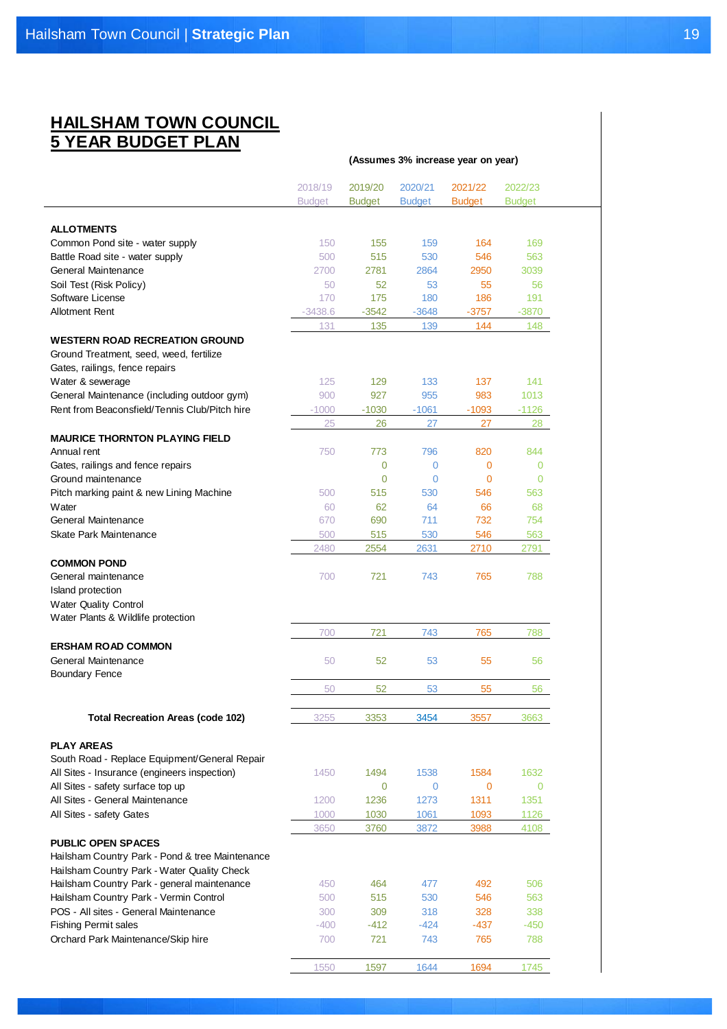# HAILSHAM TOWN COUNCIL
# 5 YEAR BUDGET PLAN

**(Assumes 3% increase year on year)**

| | 2018/19 Budget | 2019/20 Budget | 2020/21 Budget | 2021/22 Budget | 2022/23 Budget |
|---|---|---|---|---|---|
| **ALLOTMENTS** | | | | | |
| Common Pond site - water supply | 150 | 155 | 159 | 164 | 169 |
| Battle Road site - water supply | 500 | 515 | 530 | 546 | 563 |
| General Maintenance | 2700 | 2781 | 2864 | 2950 | 3039 |
| Soil Test (Risk Policy) | 50 | 52 | 53 | 55 | 56 |
| Software License | 170 | 175 | 180 | 186 | 191 |
| Allotment Rent | -3438.6 | -3542 | -3648 | -3757 | -3870 |
| | 131 | 135 | 139 | 144 | 148 |
| **WESTERN ROAD RECREATION GROUND** | | | | | |
| Ground Treatment, seed, weed, fertilize | | | | | |
| Gates, railings, fence repairs | | | | | |
| Water & sewerage | 125 | 129 | 133 | 137 | 141 |
| General Maintenance (including outdoor gym) | 900 | 927 | 955 | 983 | 1013 |
| Rent from Beaconsfield/Tennis Club/Pitch hire | -1000 | -1030 | -1061 | -1093 | -1126 |
| | 25 | 26 | 27 | 27 | 28 |
| **MAURICE THORNTON PLAYING FIELD** | | | | | |
| Annual rent | 750 | 773 | 796 | 820 | 844 |
| Gates, railings and fence repairs | | 0 | 0 | 0 | 0 |
| Ground maintenance | | 0 | 0 | 0 | 0 |
| Pitch marking paint & new Lining Machine | 500 | 515 | 530 | 546 | 563 |
| Water | 60 | 62 | 64 | 66 | 68 |
| General Maintenance | 670 | 690 | 711 | 732 | 754 |
| Skate Park Maintenance | 500 | 515 | 530 | 546 | 563 |
| | 2480 | 2554 | 2631 | 2710 | 2791 |
| **COMMON POND** | | | | | |
| General maintenance | 700 | 721 | 743 | 765 | 788 |
| Island protection | | | | | |
| Water Quality Control | | | | | |
| Water Plants & Wildlife protection | | | | | |
| | 700 | 721 | 743 | 765 | 788 |
| **ERSHAM ROAD COMMON** | | | | | |
| General Maintenance | 50 | 52 | 53 | 55 | 56 |
| Boundary Fence | | | | | |
| | 50 | 52 | 53 | 55 | 56 |
| **Total Recreation Areas (code 102)** | 3255 | 3353 | 3454 | 3557 | 3663 |
| **PLAY AREAS** | | | | | |
| South Road - Replace Equipment/General Repair | | | | | |
| All Sites - Insurance (engineers inspection) | 1450 | 1494 | 1538 | 1584 | 1632 |
| All Sites - safety surface top up | | 0 | 0 | 0 | 0 |
| All Sites - General Maintenance | 1200 | 1236 | 1273 | 1311 | 1351 |
| All Sites - safety Gates | 1000 | 1030 | 1061 | 1093 | 1126 |
| | 3650 | 3760 | 3872 | 3988 | 4108 |
| **PUBLIC OPEN SPACES** | | | | | |
| Hailsham Country Park - Pond & tree Maintenance | | | | | |
| Hailsham Country Park - Water Quality Check | | | | | |
| Hailsham Country Park - general maintenance | 450 | 464 | 477 | 492 | 506 |
| Hailsham Country Park - Vermin Control | 500 | 515 | 530 | 546 | 563 |
| POS - All sites - General Maintenance | 300 | 309 | 318 | 328 | 338 |
| Fishing Permit sales | -400 | -412 | -424 | -437 | -450 |
| Orchard Park Maintenance/Skip hire | 700 | 721 | 743 | 765 | 788 |
| | 1550 | 1597 | 1644 | 1694 | 1745 |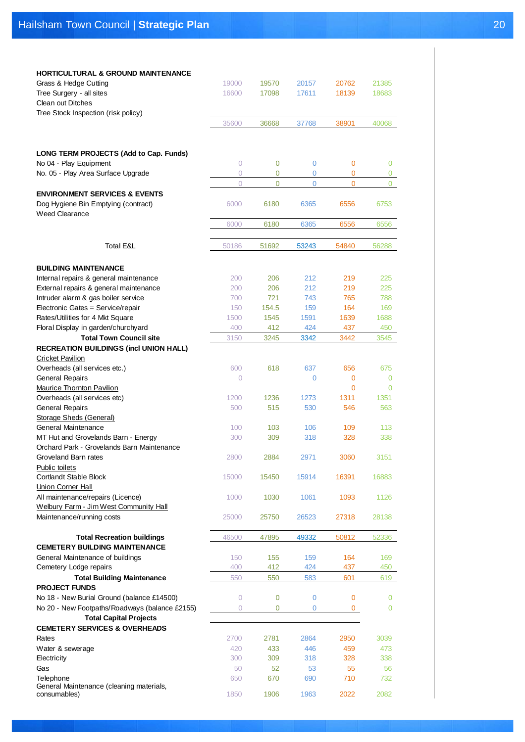| | | | | | |
|---|---|---|---|---|---|
| **HORTICULTURAL & GROUND MAINTENANCE** | | | | | |
| Grass & Hedge Cutting | 19000 | 19570 | 20157 | 20762 | 21385 |
| Tree Surgery - all sites | 16600 | 17098 | 17611 | 18139 | 18683 |
| Clean out Ditches | | | | | |
| Tree Stock Inspection (risk policy) | | | | | |
| | 35600 | 36668 | 37768 | 38901 | 40068 |
| **LONG TERM PROJECTS (Add to Cap. Funds)** | | | | | |
| No 04 - Play Equipment | 0 | 0 | 0 | 0 | 0 |
| No. 05 - Play Area Surface Upgrade | 0 | 0 | 0 | 0 | 0 |
| | 0 | 0 | 0 | 0 | 0 |
| **ENVIRONMENT SERVICES & EVENTS** | | | | | |
| Dog Hygiene Bin Emptying (contract) | 6000 | 6180 | 6365 | 6556 | 6753 |
| Weed Clearance | | | | | |
| | 6000 | 6180 | 6365 | 6556 | 6556 |
| Total E&L | 50186 | 51692 | 53243 | 54840 | 56288 |
| **BUILDING MAINTENANCE** | | | | | |
| Internal repairs & general maintenance | 200 | 206 | 212 | 219 | 225 |
| External repairs & general maintenance | 200 | 206 | 212 | 219 | 225 |
| Intruder alarm & gas boiler service | 700 | 721 | 743 | 765 | 788 |
| Electronic Gates = Service/repair | 150 | 154.5 | 159 | 164 | 169 |
| Rates/Utilities for 4 Mkt Square | 1500 | 1545 | 1591 | 1639 | 1688 |
| Floral Display in garden/churchyard | 400 | 412 | 424 | 437 | 450 |
| **Total Town Council site** | 3150 | 3245 | 3342 | 3442 | 3545 |
| **RECREATION BUILDINGS (incl UNION HALL)** | | | | | |
| Cricket Pavilion | | | | | |
| Overheads (all services etc.) | 600 | 618 | 637 | 656 | 675 |
| General Repairs | 0 | | 0 | 0 | 0 |
| Maurice Thornton Pavilion | | | | 0 | 0 |
| Overheads (all services etc) | 1200 | 1236 | 1273 | 1311 | 1351 |
| General Repairs | 500 | 515 | 530 | 546 | 563 |
| Storage Sheds (General) | | | | | |
| General Maintenance | 100 | 103 | 106 | 109 | 113 |
| MT Hut and Grovelands Barn - Energy | 300 | 309 | 318 | 328 | 338 |
| Orchard Park - Grovelands Barn Maintenance | | | | | |
| Groveland Barn rates | 2800 | 2884 | 2971 | 3060 | 3151 |
| Public toilets | | | | | |
| Cortlandt Stable Block | 15000 | 15450 | 15914 | 16391 | 16883 |
| Union Corner Hall | | | | | |
| All maintenance/repairs (Licence) | 1000 | 1030 | 1061 | 1093 | 1126 |
| Welbury Farm - Jim West Community Hall | | | | | |
| Maintenance/running costs | 25000 | 25750 | 26523 | 27318 | 28138 |
| **Total Recreation buildings** | 46500 | 47895 | 49332 | 50812 | 52336 |
| **CEMETERY BUILDING MAINTENANCE** | | | | | |
| General Maintenance of buildings | 150 | 155 | 159 | 164 | 169 |
| Cemetery Lodge repairs | 400 | 412 | 424 | 437 | 450 |
| **Total Building Maintenance** | 550 | 550 | 583 | 601 | 619 |
| **PROJECT FUNDS** | | | | | |
| No 18 - New Burial Ground (balance £14500) | 0 | 0 | 0 | 0 | 0 |
| No 20 - New Footpaths/Roadways (balance £2155) | 0 | 0 | 0 | 0 | 0 |
| **Total Capital Projects** | | | | | |
| **CEMETERY SERVICES & OVERHEADS** | | | | | |
| Rates | 2700 | 2781 | 2864 | 2950 | 3039 |
| Water & sewerage | 420 | 433 | 446 | 459 | 473 |
| Electricity | 300 | 309 | 318 | 328 | 338 |
| Gas | 50 | 52 | 53 | 55 | 56 |
| Telephone | 650 | 670 | 690 | 710 | 732 |
| General Maintenance (cleaning materials, consumables) | 1850 | 1906 | 1963 | 2022 | 2082 |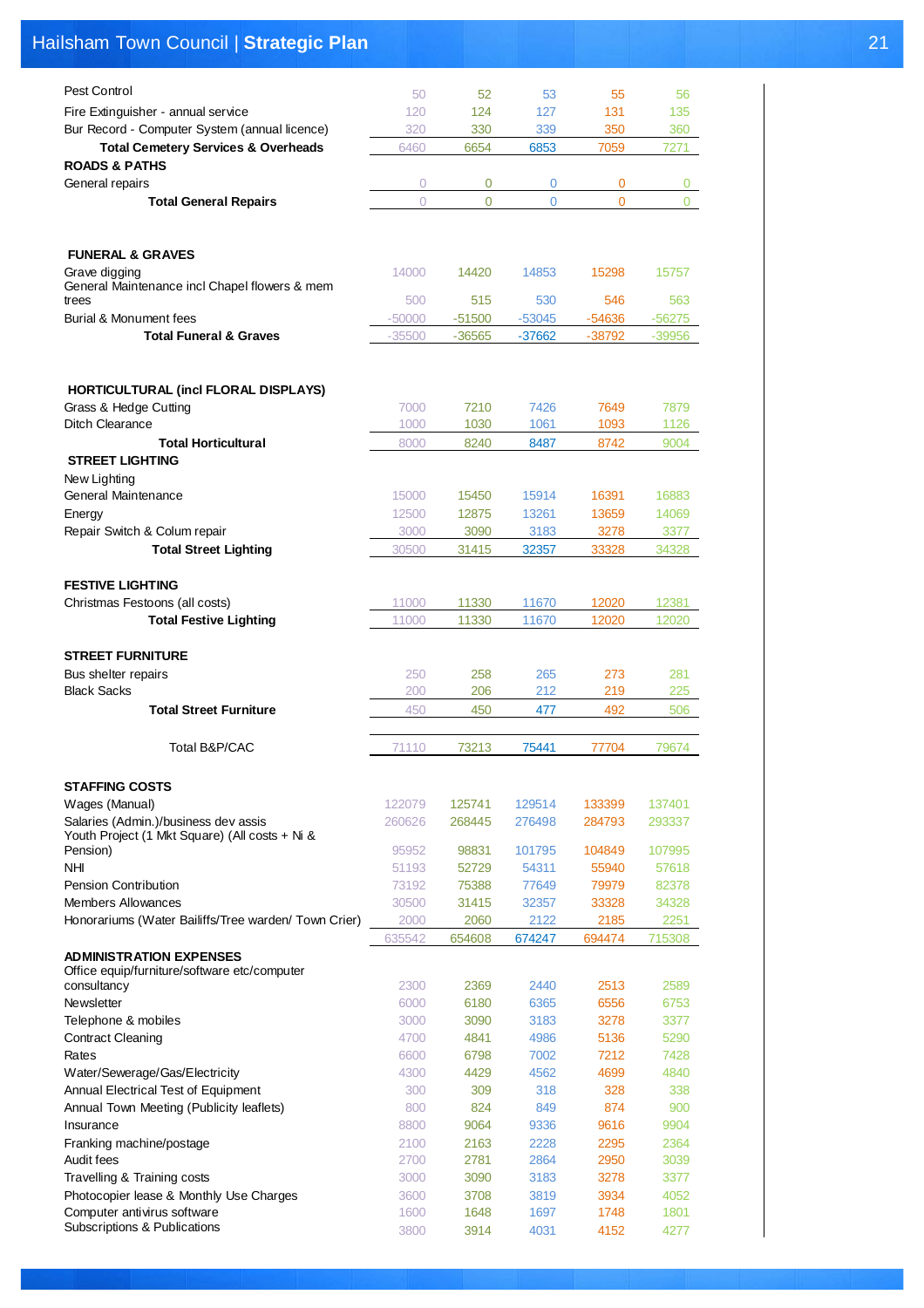| | | | | | |
|---|---|---|---|---|---|
| Pest Control | 50 | 52 | 53 | 55 | 56 |
| Fire Extinguisher - annual service | 120 | 124 | 127 | 131 | 135 |
| Bur Record - Computer System (annual licence) | 320 | 330 | 339 | 350 | 360 |
| **Total Cemetery Services & Overheads** | 6460 | 6654 | 6853 | 7059 | 7271 |
| **ROADS & PATHS** | | | | | |
| General repairs | 0 | 0 | 0 | 0 | 0 |
| **Total General Repairs** | 0 | 0 | 0 | 0 | 0 |
| | | | | | |
| **FUNERAL & GRAVES** | | | | | |
| Grave digging | 14000 | 14420 | 14853 | 15298 | 15757 |
| General Maintenance incl Chapel flowers & mem trees | 500 | 515 | 530 | 546 | 563 |
| Burial & Monument fees | -50000 | -51500 | -53045 | -54636 | -56275 |
| **Total Funeral & Graves** | -35500 | -36565 | -37662 | -38792 | -39956 |
| | | | | | |
| **HORTICULTURAL (incl FLORAL DISPLAYS)** | | | | | |
| Grass & Hedge Cutting | 7000 | 7210 | 7426 | 7649 | 7879 |
| Ditch Clearance | 1000 | 1030 | 1061 | 1093 | 1126 |
| **Total Horticultural** | 8000 | 8240 | 8487 | 8742 | 9004 |
| **STREET LIGHTING** | | | | | |
| New Lighting | | | | | |
| General Maintenance | 15000 | 15450 | 15914 | 16391 | 16883 |
| Energy | 12500 | 12875 | 13261 | 13659 | 14069 |
| Repair Switch & Colum repair | 3000 | 3090 | 3183 | 3278 | 3377 |
| **Total Street Lighting** | 30500 | 31415 | 32357 | 33328 | 34328 |
| | | | | | |
| **FESTIVE LIGHTING** | | | | | |
| Christmas Festoons (all costs) | 11000 | 11330 | 11670 | 12020 | 12381 |
| **Total Festive Lighting** | 11000 | 11330 | 11670 | 12020 | 12020 |
| | | | | | |
| **STREET FURNITURE** | | | | | |
| Bus shelter repairs | 250 | 258 | 265 | 273 | 281 |
| Black Sacks | 200 | 206 | 212 | 219 | 225 |
| **Total Street Furniture** | 450 | 450 | 477 | 492 | 506 |
| | | | | | |
| Total B&P/CAC | 71110 | 73213 | 75441 | 77704 | 79674 |
| | | | | | |
| **STAFFING COSTS** | | | | | |
| Wages (Manual) | 122079 | 125741 | 129514 | 133399 | 137401 |
| Salaries (Admin.)/business dev assis | 260626 | 268445 | 276498 | 284793 | 293337 |
| Youth Project (1 Mkt Square) (All costs + Ni & Pension) | 95952 | 98831 | 101795 | 104849 | 107995 |
| NHI | 51193 | 52729 | 54311 | 55940 | 57618 |
| Pension Contribution | 73192 | 75388 | 77649 | 79979 | 82378 |
| Members Allowances | 30500 | 31415 | 32357 | 33328 | 34328 |
| Honorariums (Water Bailiffs/Tree warden/ Town Crier) | 2000 | 2060 | 2122 | 2185 | 2251 |
| | 635542 | 654608 | 674247 | 694474 | 715308 |
| **ADMINISTRATION EXPENSES** | | | | | |
| Office equip/furniture/software etc/computer consultancy | 2300 | 2369 | 2440 | 2513 | 2589 |
| Newsletter | 6000 | 6180 | 6365 | 6556 | 6753 |
| Telephone & mobiles | 3000 | 3090 | 3183 | 3278 | 3377 |
| Contract Cleaning | 4700 | 4841 | 4986 | 5136 | 5290 |
| Rates | 6600 | 6798 | 7002 | 7212 | 7428 |
| Water/Sewerage/Gas/Electricity | 4300 | 4429 | 4562 | 4699 | 4840 |
| Annual Electrical Test of Equipment | 300 | 309 | 318 | 328 | 338 |
| Annual Town Meeting (Publicity leaflets) | 800 | 824 | 849 | 874 | 900 |
| Insurance | 8800 | 9064 | 9336 | 9616 | 9904 |
| Franking machine/postage | 2100 | 2163 | 2228 | 2295 | 2364 |
| Audit fees | 2700 | 2781 | 2864 | 2950 | 3039 |
| Travelling & Training costs | 3000 | 3090 | 3183 | 3278 | 3377 |
| Photocopier lease & Monthly Use Charges | 3600 | 3708 | 3819 | 3934 | 4052 |
| Computer antivirus software | 1600 | 1648 | 1697 | 1748 | 1801 |
| Subscriptions & Publications | 3800 | 3914 | 4031 | 4152 | 4277 |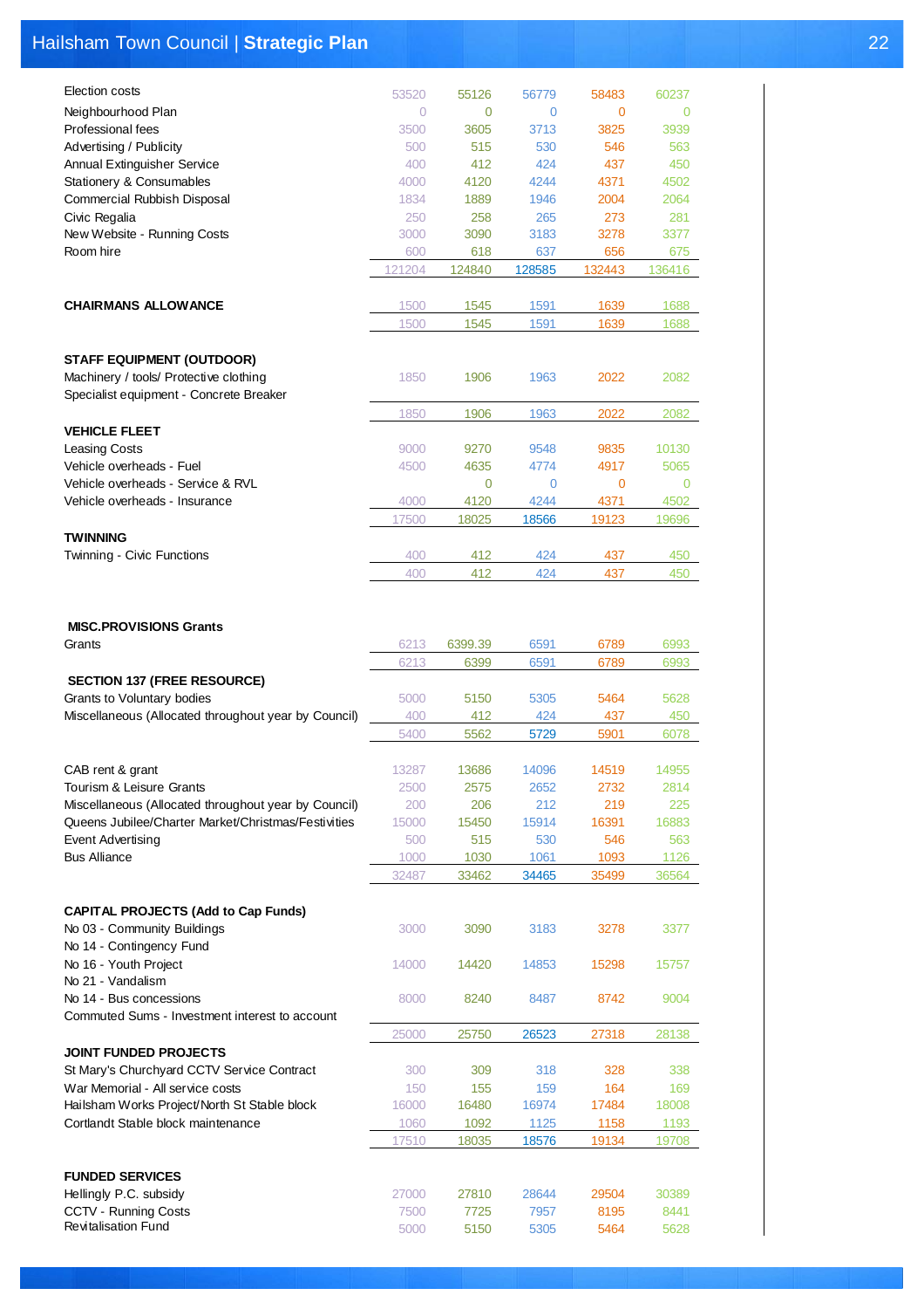| | | | | | |
|---|---|---|---|---|---|
| Election costs | 53520 | 55126 | 56779 | 58483 | 60237 |
| Neighbourhood Plan | 0 | 0 | 0 | 0 | 0 |
| Professional fees | 3500 | 3605 | 3713 | 3825 | 3939 |
| Advertising / Publicity | 500 | 515 | 530 | 546 | 563 |
| Annual Extinguisher Service | 400 | 412 | 424 | 437 | 450 |
| Stationery & Consumables | 4000 | 4120 | 4244 | 4371 | 4502 |
| Commercial Rubbish Disposal | 1834 | 1889 | 1946 | 2004 | 2064 |
| Civic Regalia | 250 | 258 | 265 | 273 | 281 |
| New Website - Running Costs | 3000 | 3090 | 3183 | 3278 | 3377 |
| Room hire | 600 | 618 | 637 | 656 | 675 |
| | 121204 | 124840 | 128585 | 132443 | 136416 |
| **CHAIRMANS ALLOWANCE** | 1500 | 1545 | 1591 | 1639 | 1688 |
| | 1500 | 1545 | 1591 | 1639 | 1688 |
| **STAFF EQUIPMENT (OUTDOOR)** | | | | | |
| Machinery / tools/ Protective clothing | 1850 | 1906 | 1963 | 2022 | 2082 |
| Specialist equipment - Concrete Breaker | | | | | |
| | 1850 | 1906 | 1963 | 2022 | 2082 |
| **VEHICLE FLEET** | | | | | |
| Leasing Costs | 9000 | 9270 | 9548 | 9835 | 10130 |
| Vehicle overheads - Fuel | 4500 | 4635 | 4774 | 4917 | 5065 |
| Vehicle overheads - Service & RVL | | 0 | 0 | 0 | 0 |
| Vehicle overheads - Insurance | 4000 | 4120 | 4244 | 4371 | 4502 |
| | 17500 | 18025 | 18566 | 19123 | 19696 |
| **TWINNING** | | | | | |
| Twinning - Civic Functions | 400 | 412 | 424 | 437 | 450 |
| | 400 | 412 | 424 | 437 | 450 |
| **MISC.PROVISIONS Grants** | | | | | |
| Grants | 6213 | 6399.39 | 6591 | 6789 | 6993 |
| | 6213 | 6399 | 6591 | 6789 | 6993 |
| **SECTION 137 (FREE RESOURCE)** | | | | | |
| Grants to Voluntary bodies | 5000 | 5150 | 5305 | 5464 | 5628 |
| Miscellaneous (Allocated throughout year by Council) | 400 | 412 | 424 | 437 | 450 |
| | 5400 | 5562 | 5729 | 5901 | 6078 |
| CAB rent & grant | 13287 | 13686 | 14096 | 14519 | 14955 |
| Tourism & Leisure Grants | 2500 | 2575 | 2652 | 2732 | 2814 |
| Miscellaneous (Allocated throughout year by Council) | 200 | 206 | 212 | 219 | 225 |
| Queens Jubilee/Charter Market/Christmas/Festivities | 15000 | 15450 | 15914 | 16391 | 16883 |
| Event Advertising | 500 | 515 | 530 | 546 | 563 |
| Bus Alliance | 1000 | 1030 | 1061 | 1093 | 1126 |
| | 32487 | 33462 | 34465 | 35499 | 36564 |
| **CAPITAL PROJECTS (Add to Cap Funds)** | | | | | |
| No 03 - Community Buildings | 3000 | 3090 | 3183 | 3278 | 3377 |
| No 14 - Contingency Fund | | | | | |
| No 16 - Youth Project | 14000 | 14420 | 14853 | 15298 | 15757 |
| No 21 - Vandalism | | | | | |
| No 14 - Bus concessions | 8000 | 8240 | 8487 | 8742 | 9004 |
| Commuted Sums - Investment interest to account | | | | | |
| | 25000 | 25750 | 26523 | 27318 | 28138 |
| **JOINT FUNDED PROJECTS** | | | | | |
| St Mary's Churchyard CCTV Service Contract | 300 | 309 | 318 | 328 | 338 |
| War Memorial - All service costs | 150 | 155 | 159 | 164 | 169 |
| Hailsham Works Project/North St Stable block | 16000 | 16480 | 16974 | 17484 | 18008 |
| Cortlandt Stable block maintenance | 1060 | 1092 | 1125 | 1158 | 1193 |
| | 17510 | 18035 | 18576 | 19134 | 19708 |
| **FUNDED SERVICES** | | | | | |
| Hellingly P.C. subsidy | 27000 | 27810 | 28644 | 29504 | 30389 |
| CCTV - Running Costs | 7500 | 7725 | 7957 | 8195 | 8441 |
| Revitalisation Fund | 5000 | 5150 | 5305 | 5464 | 5628 |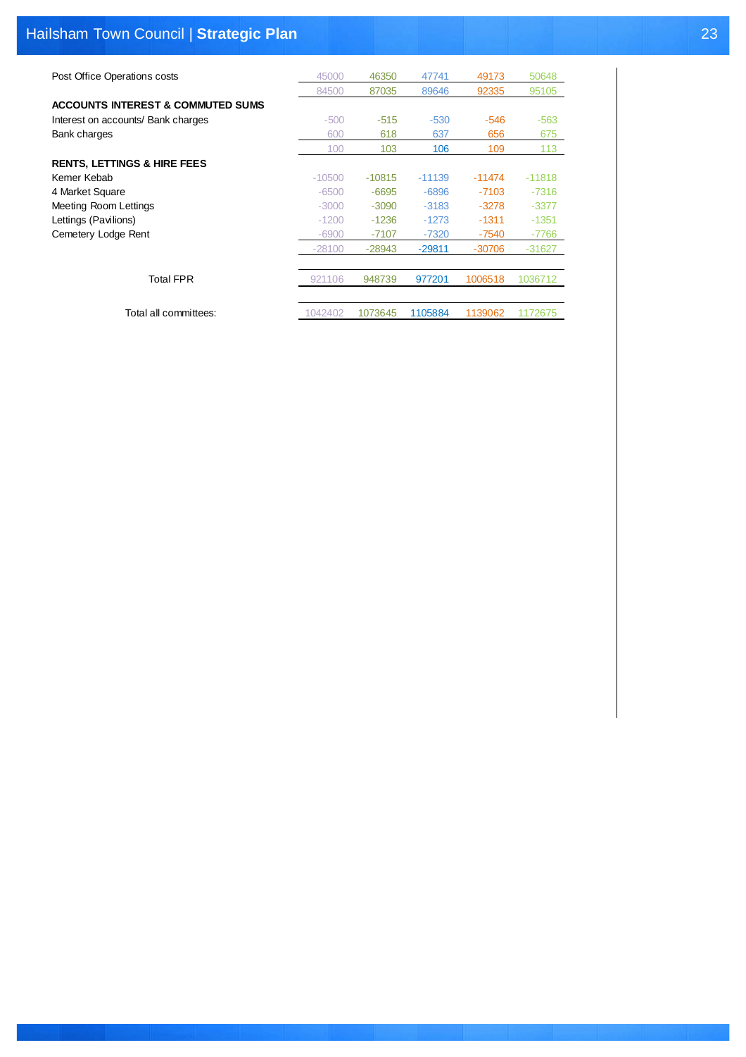| | | | | | |
|---|---|---|---|---|---|
| Post Office Operations costs | 45000 | 46350 | 47741 | 49173 | 50648 |
| | 84500 | 87035 | 89646 | 92335 | 95105 |
| **ACCOUNTS INTEREST & COMMUTED SUMS** | | | | | |
| Interest on accounts/ Bank charges | -500 | -515 | -530 | -546 | -563 |
| Bank charges | 600 | 618 | 637 | 656 | 675 |
| | 100 | 103 | 106 | 109 | 113 |
| **RENTS, LETTINGS & HIRE FEES** | | | | | |
| Kemer Kebab | -10500 | -10815 | -11139 | -11474 | -11818 |
| 4 Market Square | -6500 | -6695 | -6896 | -7103 | -7316 |
| Meeting Room Lettings | -3000 | -3090 | -3183 | -3278 | -3377 |
| Lettings (Pavilions) | -1200 | -1236 | -1273 | -1311 | -1351 |
| Cemetery Lodge Rent | -6900 | -7107 | -7320 | -7540 | -7766 |
| | -28100 | -28943 | -29811 | -30706 | -31627 |
| Total FPR | 921106 | 948739 | 977201 | 1006518 | 1036712 |
| Total all committees: | 1042402 | 1073645 | 1105884 | 1139062 | 1172675 |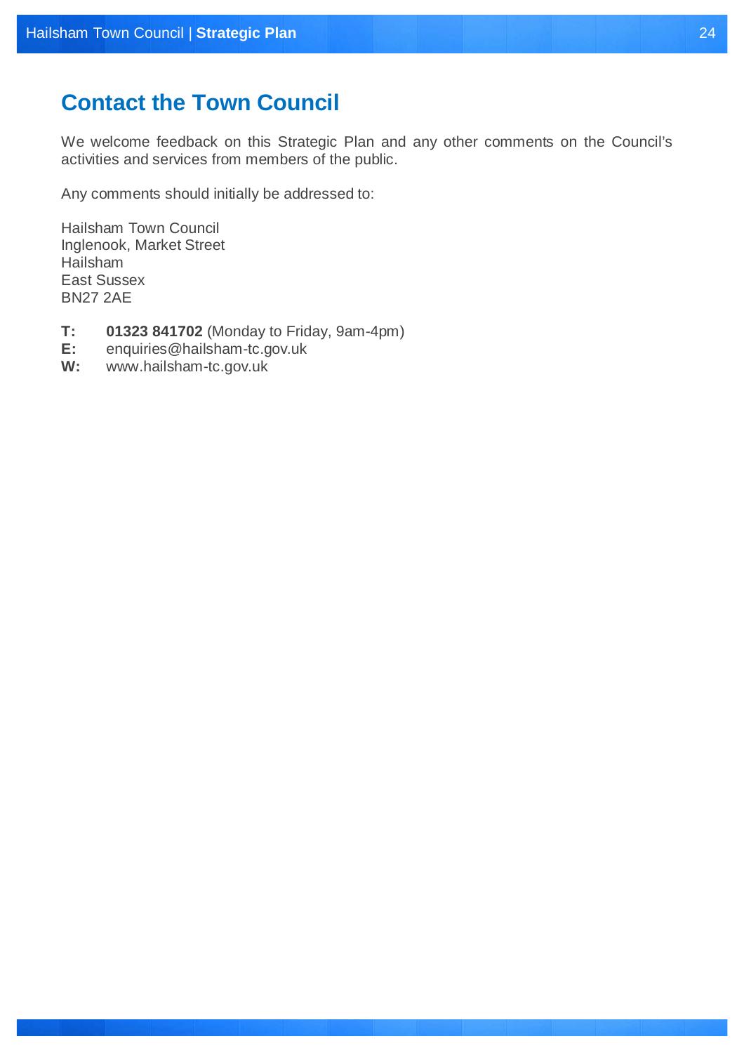# Contact the Town Council

We welcome feedback on this Strategic Plan and any other comments on the Council's activities and services from members of the public.

Any comments should initially be addressed to:

Hailsham Town Council
Inglenook, Market Street
Hailsham
East Sussex
BN27 2AE

**T:** **01323 841702** (Monday to Friday, 9am-4pm)
**E:** enquiries@hailsham-tc.gov.uk
**W:** www.hailsham-tc.gov.uk